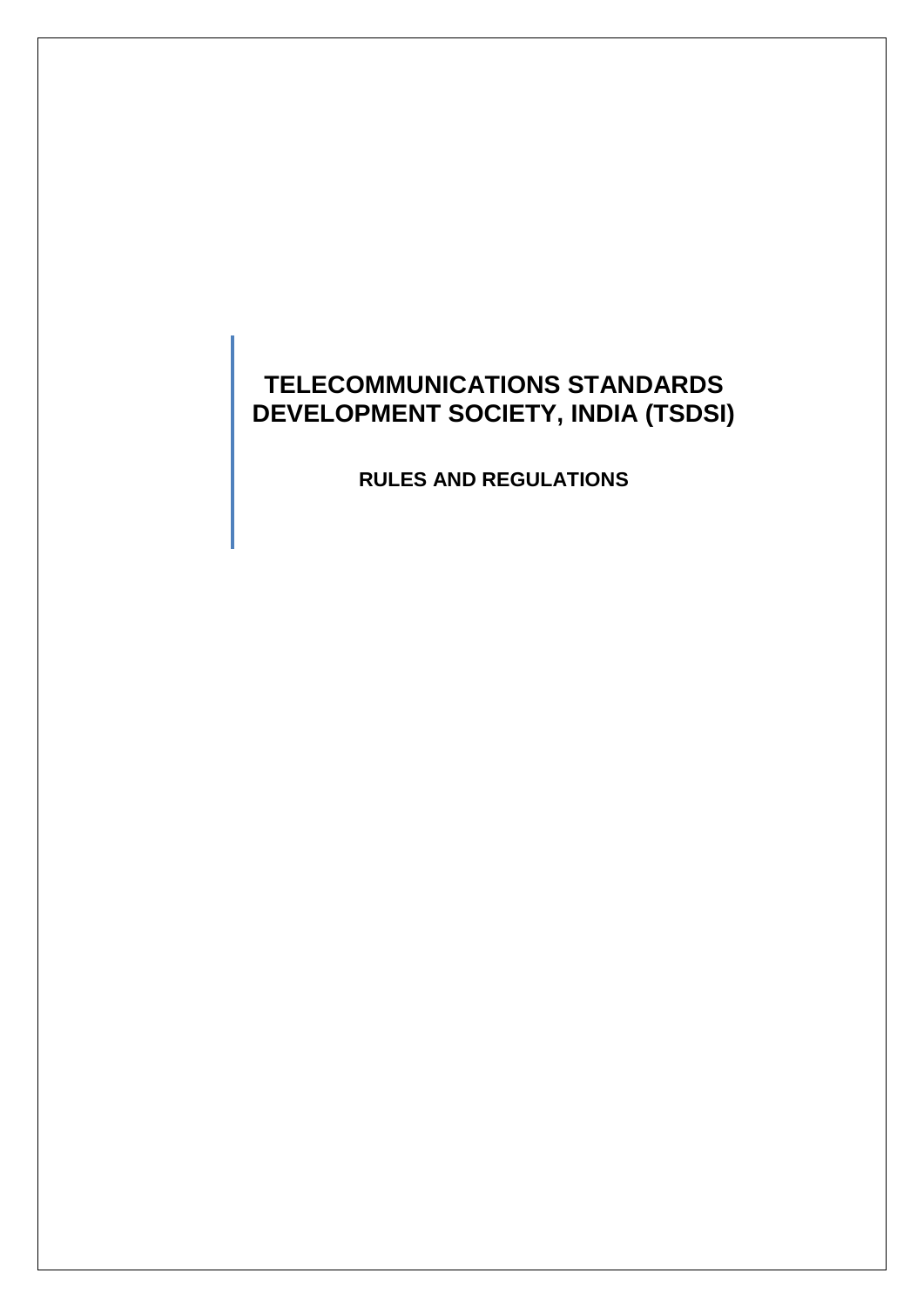# TELECOMMUNICATIONS STANDARDS DEVELOPMENT SOCIETY, INDIA (TSDSI)

## RULES AND REGULATIONS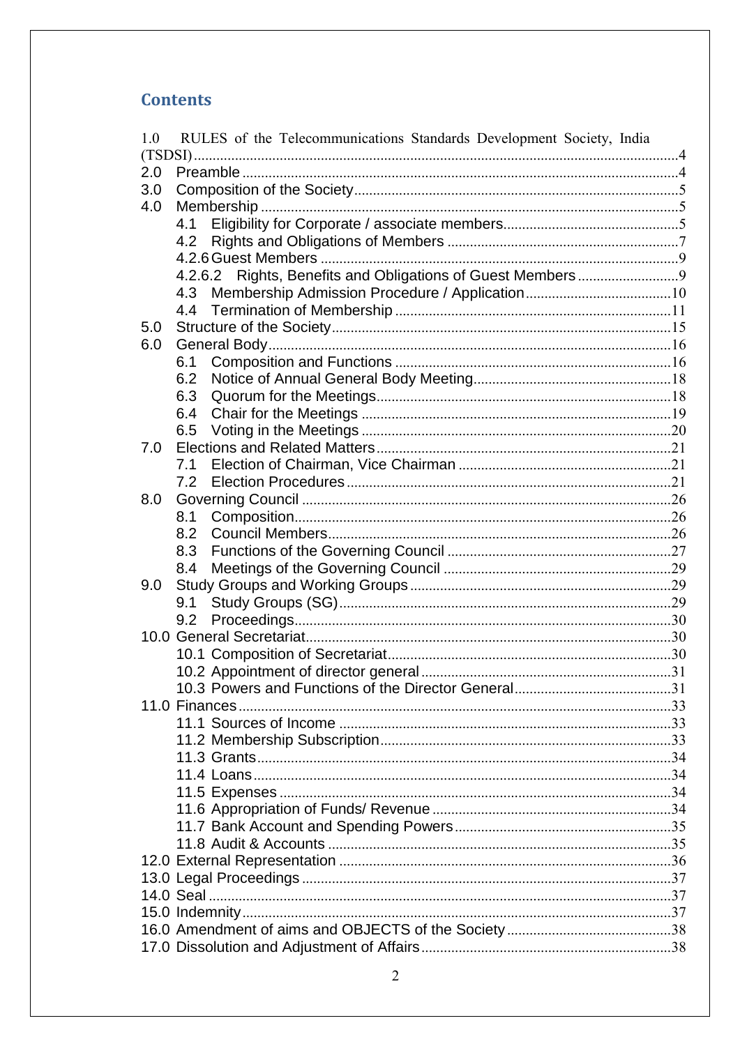## Contents

1.0 RULES of the Telecommunications Standards Development Society, India (TSDSI) ........ 4
2.0 Preamble ........ 4
3.0 Composition of the Society ........ 5
4.0 Membership ........ 5
- 4.1 Eligibility for Corporate / associate members ........ 5
- 4.2 Rights and Obligations of Members ........ 7
- 4.2.6 Guest Members ........ 9
- 4.2.6.2 Rights, Benefits and Obligations of Guest Members ........ 9
- 4.3 Membership Admission Procedure / Application ........ 10
- 4.4 Termination of Membership ........ 11

5.0 Structure of the Society ........ 15
6.0 General Body ........ 16
- 6.1 Composition and Functions ........ 16
- 6.2 Notice of Annual General Body Meeting ........ 18
- 6.3 Quorum for the Meetings ........ 18
- 6.4 Chair for the Meetings ........ 19
- 6.5 Voting in the Meetings ........ 20

7.0 Elections and Related Matters ........ 21
- 7.1 Election of Chairman, Vice Chairman ........ 21
- 7.2 Election Procedures ........ 21

8.0 Governing Council ........ 26
- 8.1 Composition ........ 26
- 8.2 Council Members ........ 26
- 8.3 Functions of the Governing Council ........ 27
- 8.4 Meetings of the Governing Council ........ 29

9.0 Study Groups and Working Groups ........ 29
- 9.1 Study Groups (SG) ........ 29
- 9.2 Proceedings ........ 30

10.0 General Secretariat ........ 30
- 10.1 Composition of Secretariat ........ 30
- 10.2 Appointment of director general ........ 31
- 10.3 Powers and Functions of the Director General ........ 31

11.0 Finances ........ 33
- 11.1 Sources of Income ........ 33
- 11.2 Membership Subscription ........ 33
- 11.3 Grants ........ 34
- 11.4 Loans ........ 34
- 11.5 Expenses ........ 34
- 11.6 Appropriation of Funds/ Revenue ........ 34
- 11.7 Bank Account and Spending Powers ........ 35
- 11.8 Audit & Accounts ........ 35

12.0 External Representation ........ 36
13.0 Legal Proceedings ........ 37
14.0 Seal ........ 37
15.0 Indemnity ........ 37
16.0 Amendment of aims and OBJECTS of the Society ........ 38
17.0 Dissolution and Adjustment of Affairs ........ 38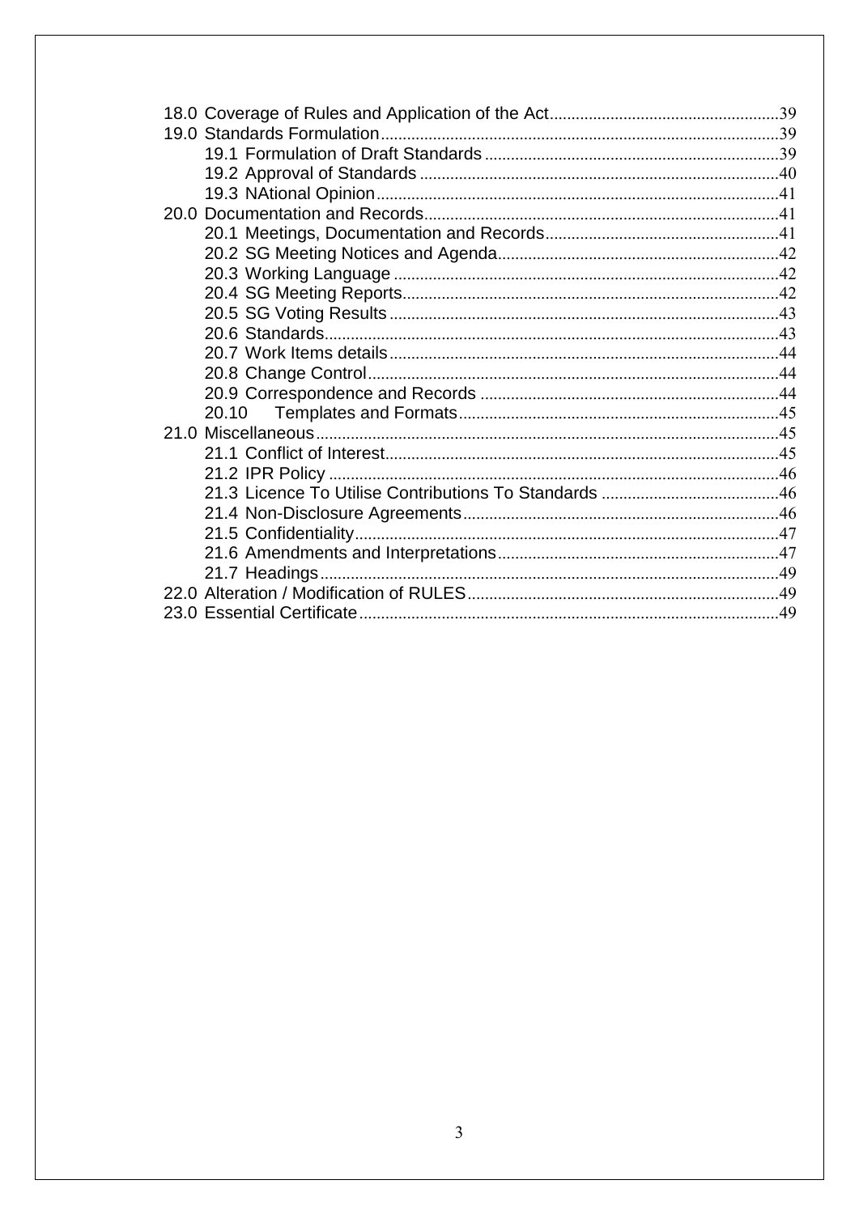18.0 Coverage of Rules and Application of the Act.....................................................39

19.0 Standards Formulation...........................................................................................39

- 19.1 Formulation of Draft Standards ....................................................................39
- 19.2 Approval of Standards ..................................................................................40
- 19.3 NAtional Opinion............................................................................................41

20.0 Documentation and Records.................................................................................41

- 20.1 Meetings, Documentation and Records......................................................41
- 20.2 SG Meeting Notices and Agenda.................................................................42
- 20.3 Working Language ........................................................................................42
- 20.4 SG Meeting Reports.......................................................................................42
- 20.5 SG Voting Results .........................................................................................43
- 20.6 Standards........................................................................................................43
- 20.7 Work Items details .........................................................................................44
- 20.8 Change Control..............................................................................................44
- 20.9 Correspondence and Records .....................................................................44
- 20.10 Templates and Formats..........................................................................45

21.0 Miscellaneous..........................................................................................................45

- 21.1 Conflict of Interest...........................................................................................45
- 21.2 IPR Policy .......................................................................................................46
- 21.3 Licence To Utilise Contributions To Standards .........................................46
- 21.4 Non-Disclosure Agreements.........................................................................46
- 21.5 Confidentiality.................................................................................................47
- 21.6 Amendments and Interpretations.................................................................47
- 21.7 Headings.........................................................................................................49

22.0 Alteration / Modification of RULES........................................................................49

23.0 Essential Certificate................................................................................................49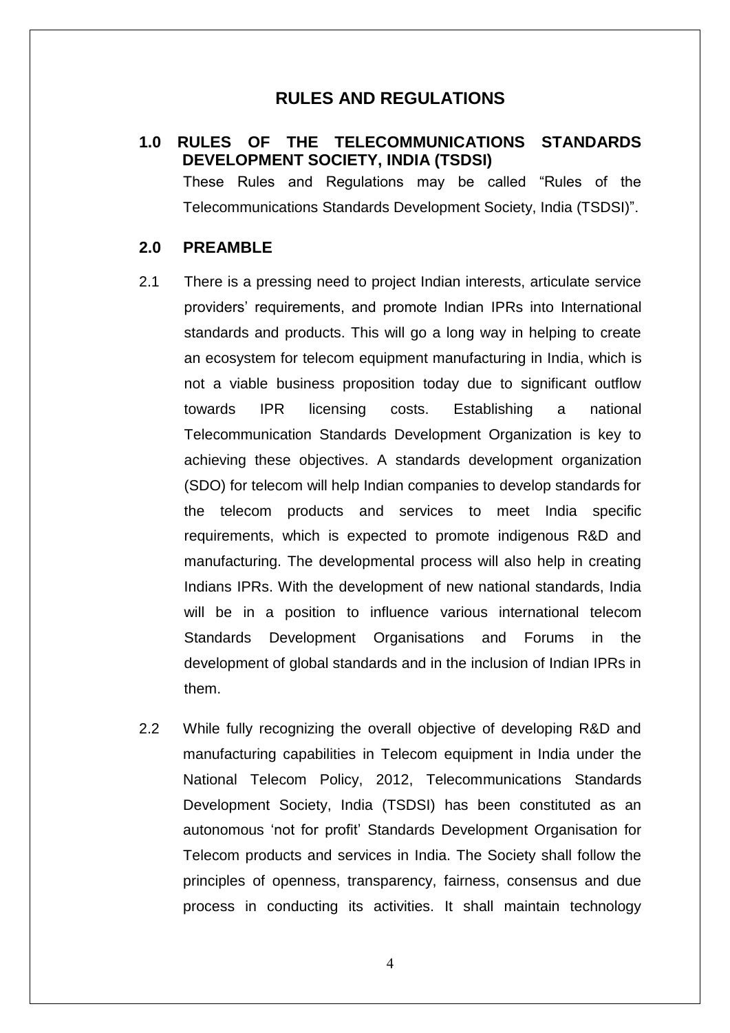# RULES AND REGULATIONS

## 1.0 RULES OF THE TELECOMMUNICATIONS STANDARDS DEVELOPMENT SOCIETY, INDIA (TSDSI)

These Rules and Regulations may be called "Rules of the Telecommunications Standards Development Society, India (TSDSI)".

## 2.0 PREAMBLE

2.1 There is a pressing need to project Indian interests, articulate service providers' requirements, and promote Indian IPRs into International standards and products. This will go a long way in helping to create an ecosystem for telecom equipment manufacturing in India, which is not a viable business proposition today due to significant outflow towards IPR licensing costs. Establishing a national Telecommunication Standards Development Organization is key to achieving these objectives. A standards development organization (SDO) for telecom will help Indian companies to develop standards for the telecom products and services to meet India specific requirements, which is expected to promote indigenous R&D and manufacturing. The developmental process will also help in creating Indians IPRs. With the development of new national standards, India will be in a position to influence various international telecom Standards Development Organisations and Forums in the development of global standards and in the inclusion of Indian IPRs in them.

2.2 While fully recognizing the overall objective of developing R&D and manufacturing capabilities in Telecom equipment in India under the National Telecom Policy, 2012, Telecommunications Standards Development Society, India (TSDSI) has been constituted as an autonomous 'not for profit' Standards Development Organisation for Telecom products and services in India. The Society shall follow the principles of openness, transparency, fairness, consensus and due process in conducting its activities. It shall maintain technology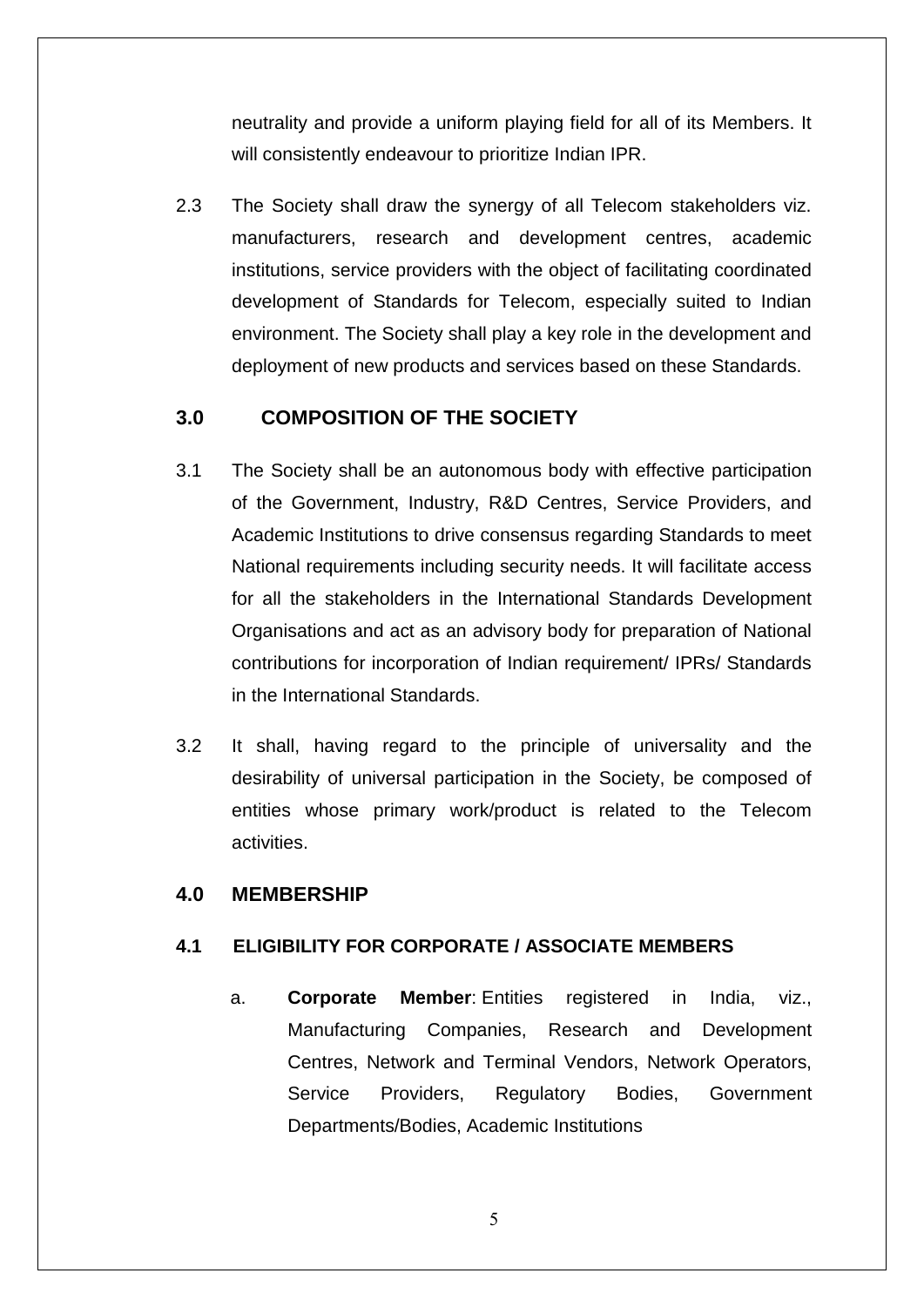neutrality and provide a uniform playing field for all of its Members. It will consistently endeavour to prioritize Indian IPR.

2.3 The Society shall draw the synergy of all Telecom stakeholders viz. manufacturers, research and development centres, academic institutions, service providers with the object of facilitating coordinated development of Standards for Telecom, especially suited to Indian environment. The Society shall play a key role in the development and deployment of new products and services based on these Standards.

## 3.0 COMPOSITION OF THE SOCIETY

3.1 The Society shall be an autonomous body with effective participation of the Government, Industry, R&D Centres, Service Providers, and Academic Institutions to drive consensus regarding Standards to meet National requirements including security needs. It will facilitate access for all the stakeholders in the International Standards Development Organisations and act as an advisory body for preparation of National contributions for incorporation of Indian requirement/ IPRs/ Standards in the International Standards.

3.2 It shall, having regard to the principle of universality and the desirability of universal participation in the Society, be composed of entities whose primary work/product is related to the Telecom activities.

## 4.0 MEMBERSHIP

### 4.1 ELIGIBILITY FOR CORPORATE / ASSOCIATE MEMBERS

a. **Corporate Member**: Entities registered in India, viz., Manufacturing Companies, Research and Development Centres, Network and Terminal Vendors, Network Operators, Service Providers, Regulatory Bodies, Government Departments/Bodies, Academic Institutions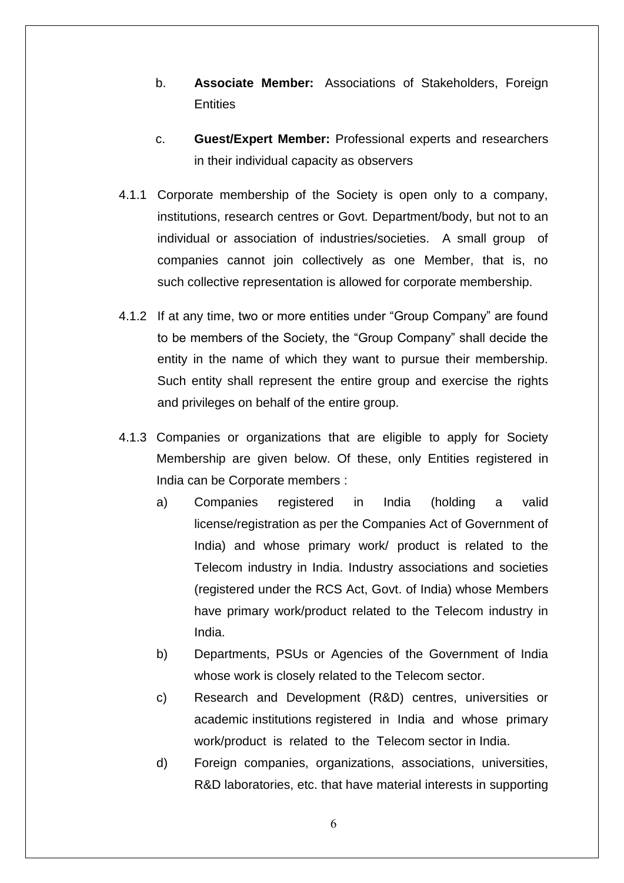b. **Associate Member:** Associations of Stakeholders, Foreign Entities

c. **Guest/Expert Member:** Professional experts and researchers in their individual capacity as observers

4.1.1 Corporate membership of the Society is open only to a company, institutions, research centres or Govt. Department/body, but not to an individual or association of industries/societies. A small group of companies cannot join collectively as one Member, that is, no such collective representation is allowed for corporate membership.

4.1.2 If at any time, two or more entities under "Group Company" are found to be members of the Society, the "Group Company" shall decide the entity in the name of which they want to pursue their membership. Such entity shall represent the entire group and exercise the rights and privileges on behalf of the entire group.

4.1.3 Companies or organizations that are eligible to apply for Society Membership are given below. Of these, only Entities registered in India can be Corporate members :

a) Companies registered in India (holding a valid license/registration as per the Companies Act of Government of India) and whose primary work/ product is related to the Telecom industry in India. Industry associations and societies (registered under the RCS Act, Govt. of India) whose Members have primary work/product related to the Telecom industry in India.

b) Departments, PSUs or Agencies of the Government of India whose work is closely related to the Telecom sector.

c) Research and Development (R&D) centres, universities or academic institutions registered in India and whose primary work/product is related to the Telecom sector in India.

d) Foreign companies, organizations, associations, universities, R&D laboratories, etc. that have material interests in supporting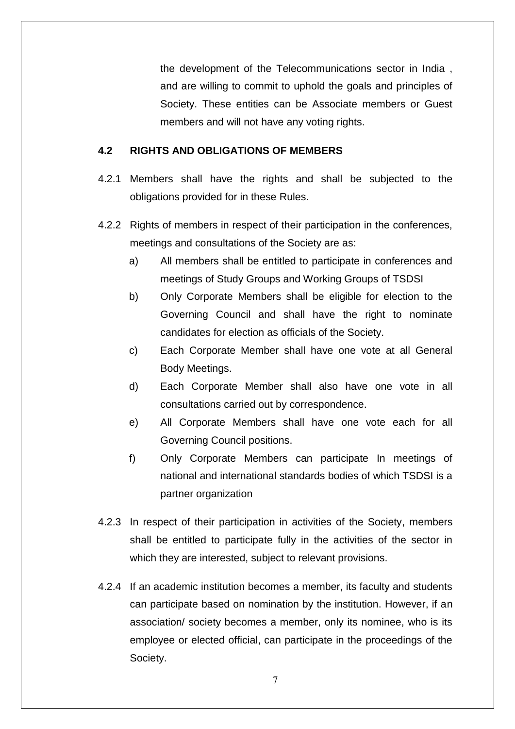the development of the Telecommunications sector in India , and are willing to commit to uphold the goals and principles of Society. These entities can be Associate members or Guest members and will not have any voting rights.

**4.2 RIGHTS AND OBLIGATIONS OF MEMBERS**

4.2.1 Members shall have the rights and shall be subjected to the obligations provided for in these Rules.

4.2.2 Rights of members in respect of their participation in the conferences, meetings and consultations of the Society are as:

a) All members shall be entitled to participate in conferences and meetings of Study Groups and Working Groups of TSDSI

b) Only Corporate Members shall be eligible for election to the Governing Council and shall have the right to nominate candidates for election as officials of the Society.

c) Each Corporate Member shall have one vote at all General Body Meetings.

d) Each Corporate Member shall also have one vote in all consultations carried out by correspondence.

e) All Corporate Members shall have one vote each for all Governing Council positions.

f) Only Corporate Members can participate In meetings of national and international standards bodies of which TSDSI is a partner organization

4.2.3 In respect of their participation in activities of the Society, members shall be entitled to participate fully in the activities of the sector in which they are interested, subject to relevant provisions.

4.2.4 If an academic institution becomes a member, its faculty and students can participate based on nomination by the institution. However, if an association/ society becomes a member, only its nominee, who is its employee or elected official, can participate in the proceedings of the Society.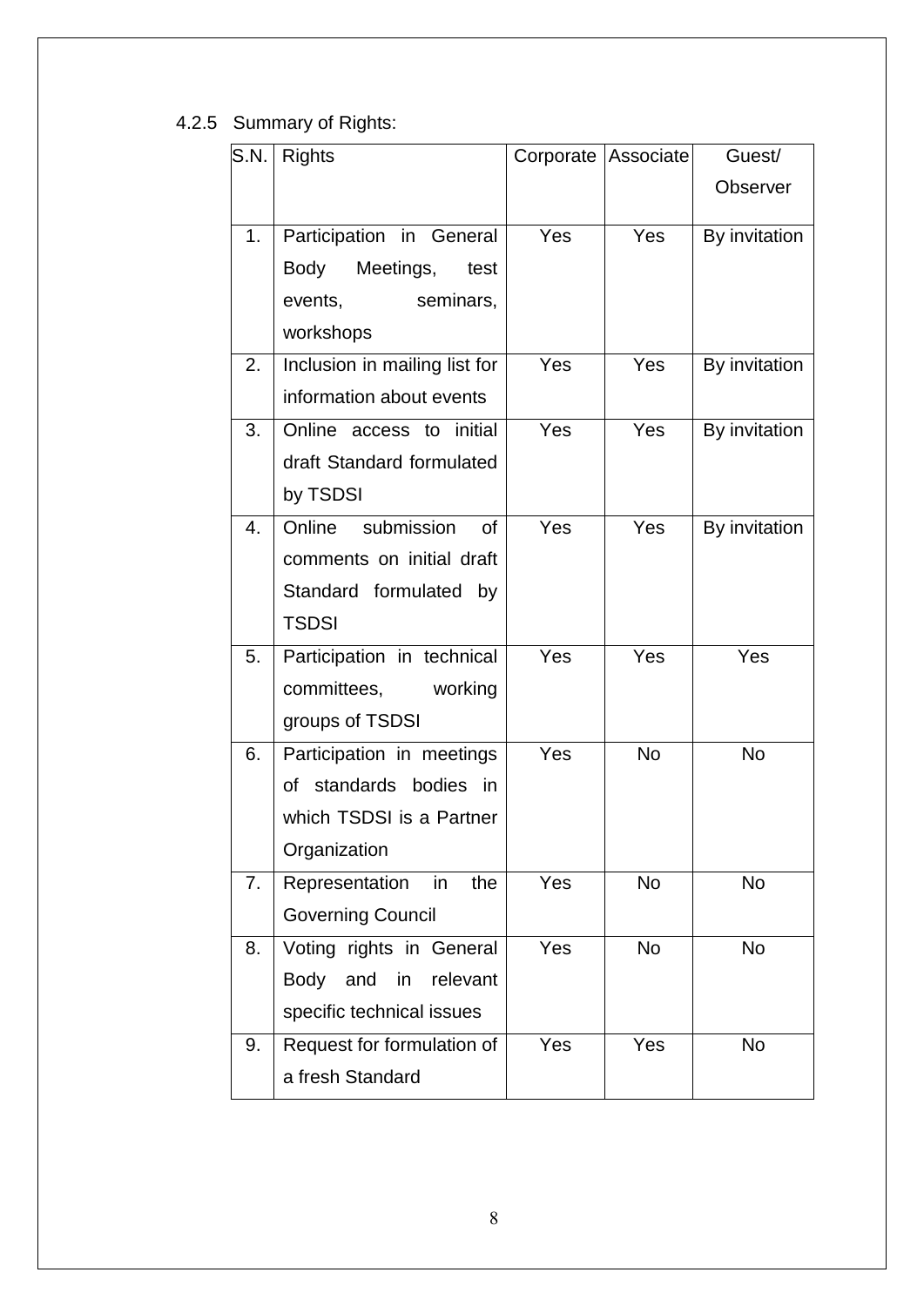### 4.2.5 Summary of Rights:

| S.N. | Rights | Corporate | Associate | Guest/ Observer |
|---|---|---|---|---|
| 1. | Participation in General Body Meetings, test events, seminars, workshops | Yes | Yes | By invitation |
| 2. | Inclusion in mailing list for information about events | Yes | Yes | By invitation |
| 3. | Online access to initial draft Standard formulated by TSDSI | Yes | Yes | By invitation |
| 4. | Online submission of comments on initial draft Standard formulated by TSDSI | Yes | Yes | By invitation |
| 5. | Participation in technical committees, working groups of TSDSI | Yes | Yes | Yes |
| 6. | Participation in meetings of standards bodies in which TSDSI is a Partner Organization | Yes | No | No |
| 7. | Representation in the Governing Council | Yes | No | No |
| 8. | Voting rights in General Body and in relevant specific technical issues | Yes | No | No |
| 9. | Request for formulation of a fresh Standard | Yes | Yes | No |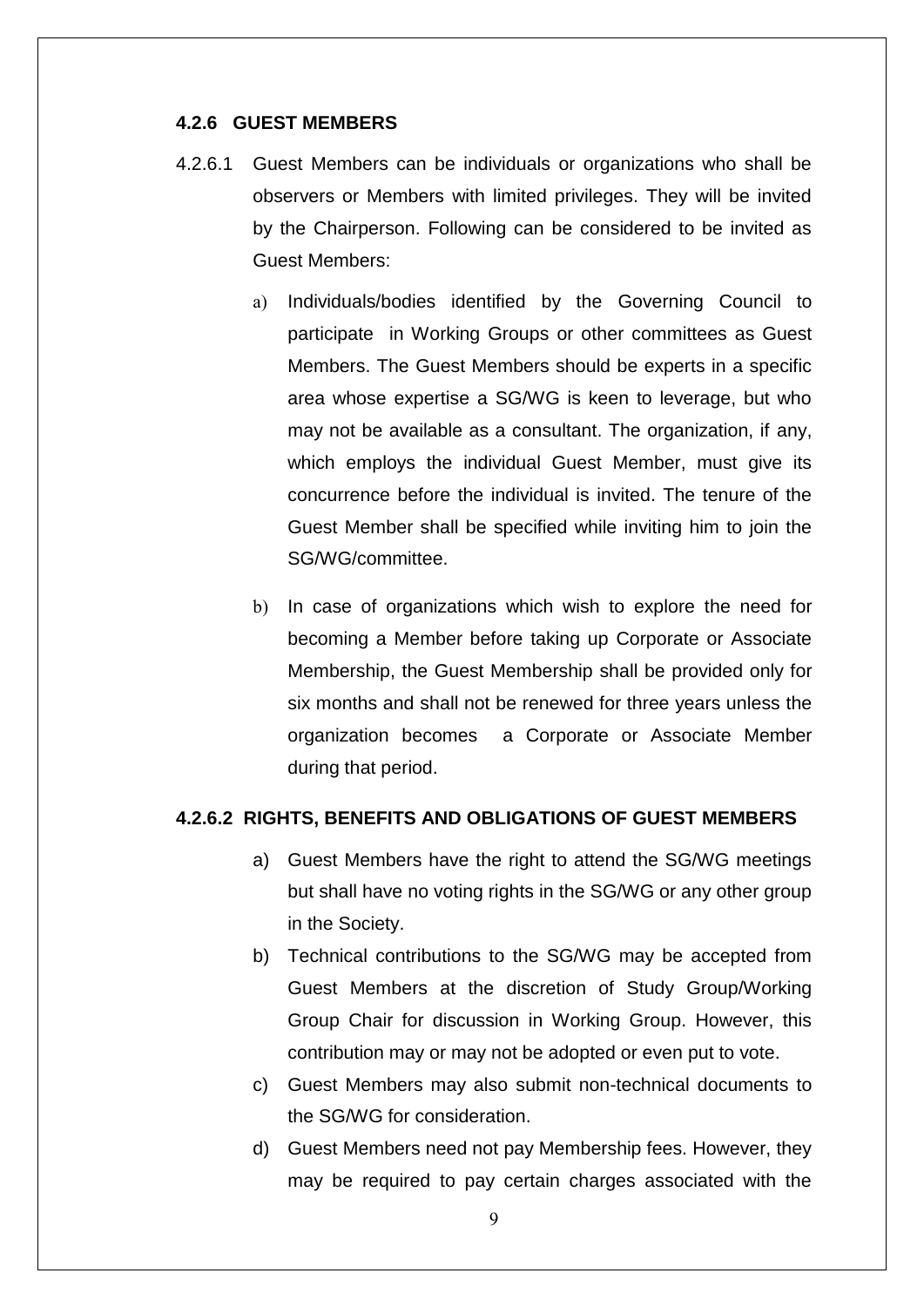### 4.2.6 GUEST MEMBERS

4.2.6.1 Guest Members can be individuals or organizations who shall be observers or Members with limited privileges. They will be invited by the Chairperson. Following can be considered to be invited as Guest Members:

a) Individuals/bodies identified by the Governing Council to participate in Working Groups or other committees as Guest Members. The Guest Members should be experts in a specific area whose expertise a SG/WG is keen to leverage, but who may not be available as a consultant. The organization, if any, which employs the individual Guest Member, must give its concurrence before the individual is invited. The tenure of the Guest Member shall be specified while inviting him to join the SG/WG/committee.

b) In case of organizations which wish to explore the need for becoming a Member before taking up Corporate or Associate Membership, the Guest Membership shall be provided only for six months and shall not be renewed for three years unless the organization becomes a Corporate or Associate Member during that period.

#### 4.2.6.2 RIGHTS, BENEFITS AND OBLIGATIONS OF GUEST MEMBERS

a) Guest Members have the right to attend the SG/WG meetings but shall have no voting rights in the SG/WG or any other group in the Society.

b) Technical contributions to the SG/WG may be accepted from Guest Members at the discretion of Study Group/Working Group Chair for discussion in Working Group. However, this contribution may or may not be adopted or even put to vote.

c) Guest Members may also submit non-technical documents to the SG/WG for consideration.

d) Guest Members need not pay Membership fees. However, they may be required to pay certain charges associated with the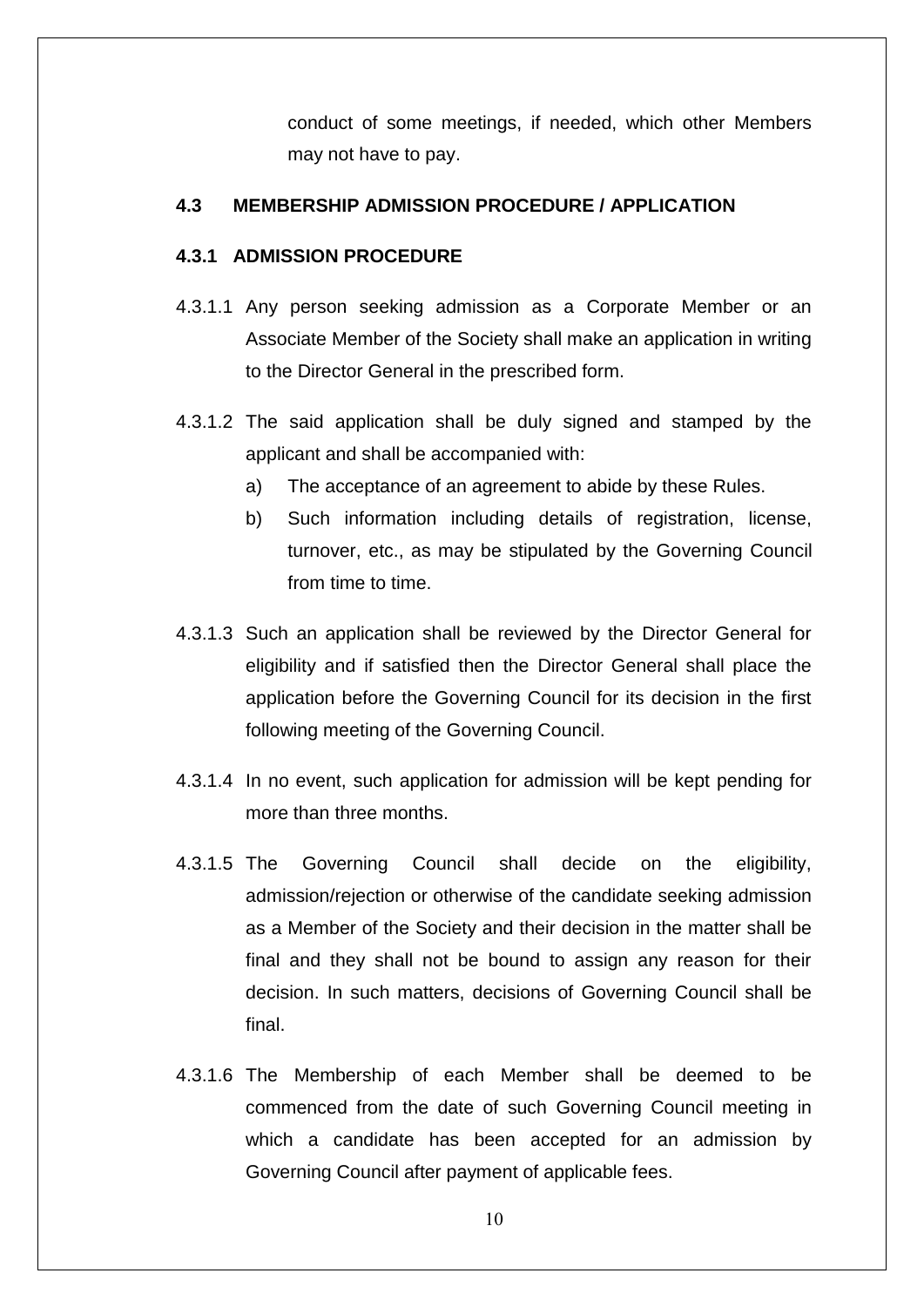conduct of some meetings, if needed, which other Members may not have to pay.

### 4.3 MEMBERSHIP ADMISSION PROCEDURE / APPLICATION

#### 4.3.1 ADMISSION PROCEDURE

4.3.1.1 Any person seeking admission as a Corporate Member or an Associate Member of the Society shall make an application in writing to the Director General in the prescribed form.

4.3.1.2 The said application shall be duly signed and stamped by the applicant and shall be accompanied with:

a) The acceptance of an agreement to abide by these Rules.

b) Such information including details of registration, license, turnover, etc., as may be stipulated by the Governing Council from time to time.

4.3.1.3 Such an application shall be reviewed by the Director General for eligibility and if satisfied then the Director General shall place the application before the Governing Council for its decision in the first following meeting of the Governing Council.

4.3.1.4 In no event, such application for admission will be kept pending for more than three months.

4.3.1.5 The Governing Council shall decide on the eligibility, admission/rejection or otherwise of the candidate seeking admission as a Member of the Society and their decision in the matter shall be final and they shall not be bound to assign any reason for their decision. In such matters, decisions of Governing Council shall be final.

4.3.1.6 The Membership of each Member shall be deemed to be commenced from the date of such Governing Council meeting in which a candidate has been accepted for an admission by Governing Council after payment of applicable fees.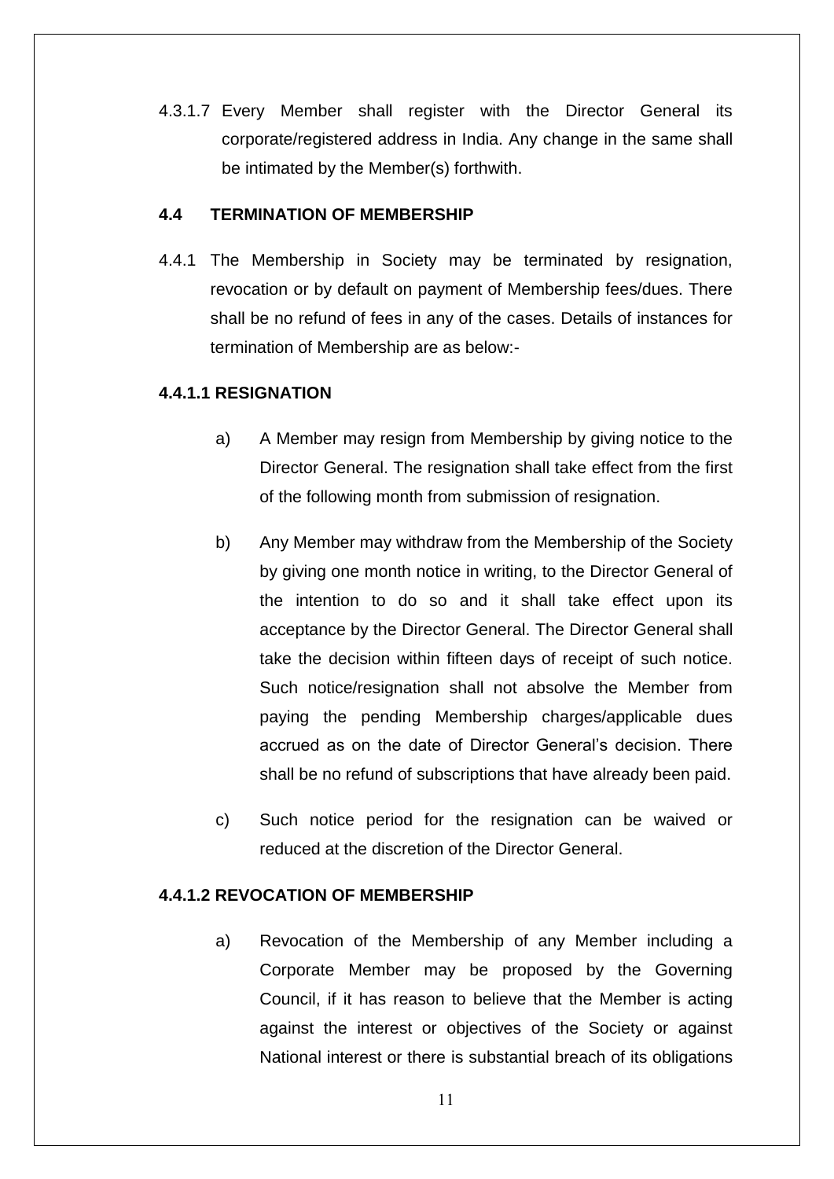4.3.1.7 Every Member shall register with the Director General its corporate/registered address in India. Any change in the same shall be intimated by the Member(s) forthwith.

## 4.4 TERMINATION OF MEMBERSHIP

4.4.1 The Membership in Society may be terminated by resignation, revocation or by default on payment of Membership fees/dues. There shall be no refund of fees in any of the cases. Details of instances for termination of Membership are as below:-

### 4.4.1.1 RESIGNATION

a) A Member may resign from Membership by giving notice to the Director General. The resignation shall take effect from the first of the following month from submission of resignation.

b) Any Member may withdraw from the Membership of the Society by giving one month notice in writing, to the Director General of the intention to do so and it shall take effect upon its acceptance by the Director General. The Director General shall take the decision within fifteen days of receipt of such notice. Such notice/resignation shall not absolve the Member from paying the pending Membership charges/applicable dues accrued as on the date of Director General's decision. There shall be no refund of subscriptions that have already been paid.

c) Such notice period for the resignation can be waived or reduced at the discretion of the Director General.

### 4.4.1.2 REVOCATION OF MEMBERSHIP

a) Revocation of the Membership of any Member including a Corporate Member may be proposed by the Governing Council, if it has reason to believe that the Member is acting against the interest or objectives of the Society or against National interest or there is substantial breach of its obligations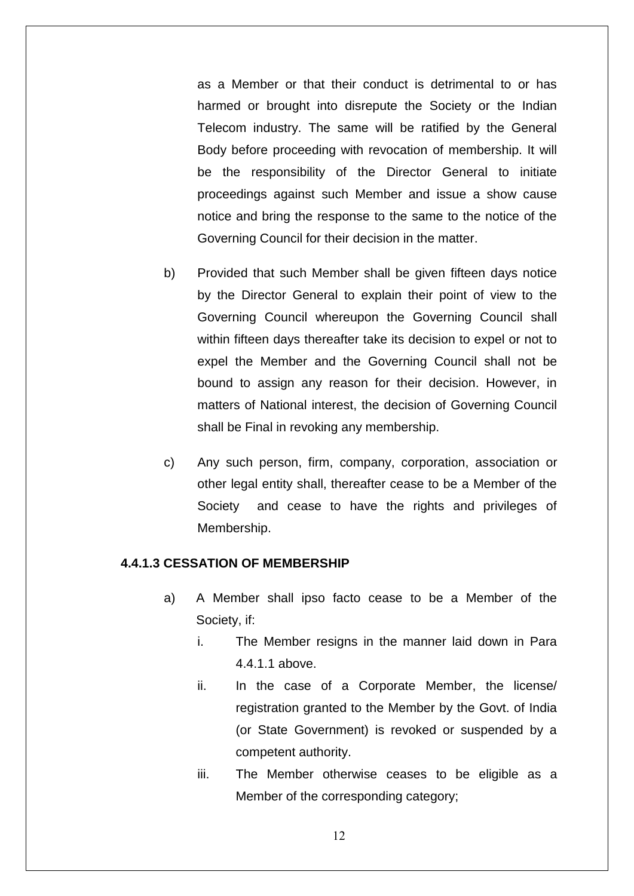as a Member or that their conduct is detrimental to or has harmed or brought into disrepute the Society or the Indian Telecom industry. The same will be ratified by the General Body before proceeding with revocation of membership. It will be the responsibility of the Director General to initiate proceedings against such Member and issue a show cause notice and bring the response to the same to the notice of the Governing Council for their decision in the matter.

b) Provided that such Member shall be given fifteen days notice by the Director General to explain their point of view to the Governing Council whereupon the Governing Council shall within fifteen days thereafter take its decision to expel or not to expel the Member and the Governing Council shall not be bound to assign any reason for their decision. However, in matters of National interest, the decision of Governing Council shall be Final in revoking any membership.

c) Any such person, firm, company, corporation, association or other legal entity shall, thereafter cease to be a Member of the Society and cease to have the rights and privileges of Membership.

**4.4.1.3 CESSATION OF MEMBERSHIP**

a) A Member shall ipso facto cease to be a Member of the Society, if:

   i. The Member resigns in the manner laid down in Para 4.4.1.1 above.

   ii. In the case of a Corporate Member, the license/ registration granted to the Member by the Govt. of India (or State Government) is revoked or suspended by a competent authority.

   iii. The Member otherwise ceases to be eligible as a Member of the corresponding category;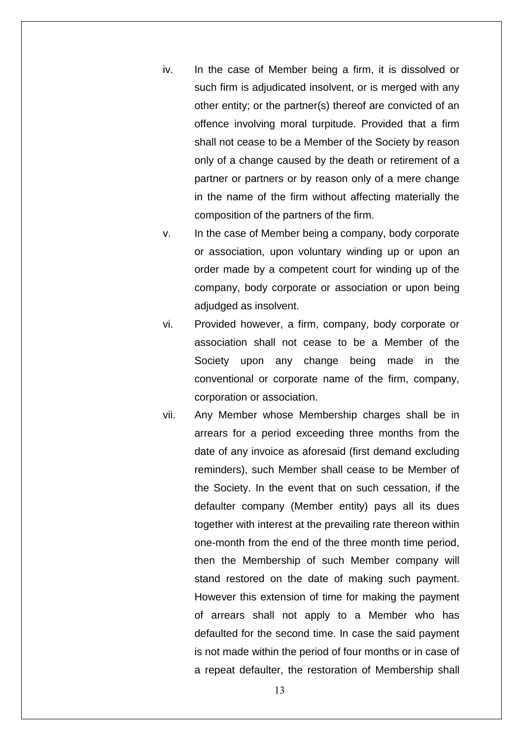iv. In the case of Member being a firm, it is dissolved or such firm is adjudicated insolvent, or is merged with any other entity; or the partner(s) thereof are convicted of an offence involving moral turpitude. Provided that a firm shall not cease to be a Member of the Society by reason only of a change caused by the death or retirement of a partner or partners or by reason only of a mere change in the name of the firm without affecting materially the composition of the partners of the firm.

v. In the case of Member being a company, body corporate or association, upon voluntary winding up or upon an order made by a competent court for winding up of the company, body corporate or association or upon being adjudged as insolvent.

vi. Provided however, a firm, company, body corporate or association shall not cease to be a Member of the Society upon any change being made in the conventional or corporate name of the firm, company, corporation or association.

vii. Any Member whose Membership charges shall be in arrears for a period exceeding three months from the date of any invoice as aforesaid (first demand excluding reminders), such Member shall cease to be Member of the Society. In the event that on such cessation, if the defaulter company (Member entity) pays all its dues together with interest at the prevailing rate thereon within one-month from the end of the three month time period, then the Membership of such Member company will stand restored on the date of making such payment. However this extension of time for making the payment of arrears shall not apply to a Member who has defaulted for the second time. In case the said payment is not made within the period of four months or in case of a repeat defaulter, the restoration of Membership shall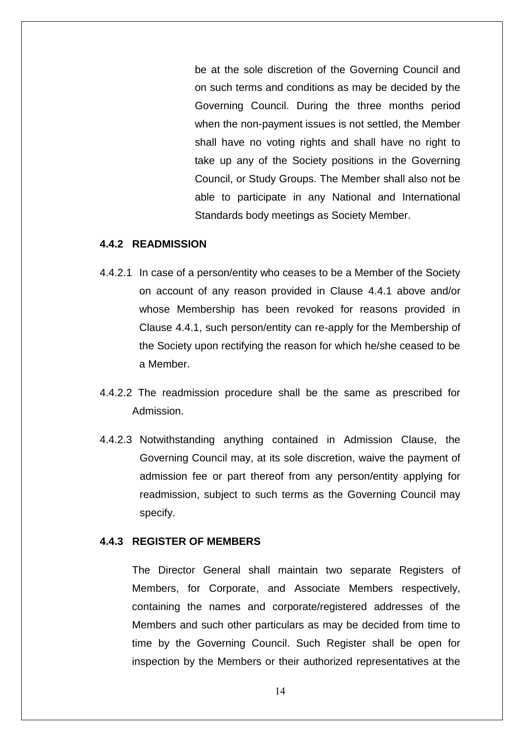be at the sole discretion of the Governing Council and on such terms and conditions as may be decided by the Governing Council. During the three months period when the non-payment issues is not settled, the Member shall have no voting rights and shall have no right to take up any of the Society positions in the Governing Council, or Study Groups. The Member shall also not be able to participate in any National and International Standards body meetings as Society Member.

#### 4.4.2 READMISSION

4.4.2.1 In case of a person/entity who ceases to be a Member of the Society on account of any reason provided in Clause 4.4.1 above and/or whose Membership has been revoked for reasons provided in Clause 4.4.1, such person/entity can re-apply for the Membership of the Society upon rectifying the reason for which he/she ceased to be a Member.

4.4.2.2 The readmission procedure shall be the same as prescribed for Admission.

4.4.2.3 Notwithstanding anything contained in Admission Clause, the Governing Council may, at its sole discretion, waive the payment of admission fee or part thereof from any person/entity applying for readmission, subject to such terms as the Governing Council may specify.

#### 4.4.3 REGISTER OF MEMBERS

The Director General shall maintain two separate Registers of Members, for Corporate, and Associate Members respectively, containing the names and corporate/registered addresses of the Members and such other particulars as may be decided from time to time by the Governing Council. Such Register shall be open for inspection by the Members or their authorized representatives at the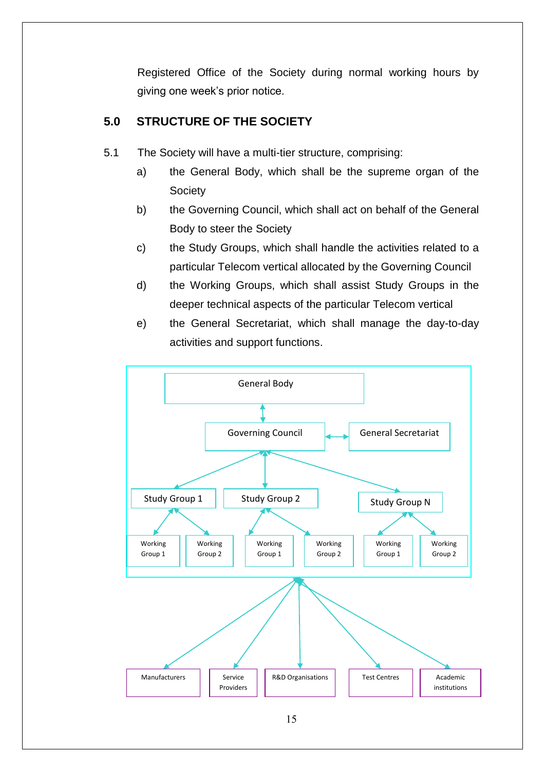Registered Office of the Society during normal working hours by giving one week's prior notice.

## 5.0 STRUCTURE OF THE SOCIETY

5.1 The Society will have a multi-tier structure, comprising:

a) the General Body, which shall be the supreme organ of the Society

b) the Governing Council, which shall act on behalf of the General Body to steer the Society

c) the Study Groups, which shall handle the activities related to a particular Telecom vertical allocated by the Governing Council

d) the Working Groups, which shall assist Study Groups in the deeper technical aspects of the particular Telecom vertical

e) the General Secretariat, which shall manage the day-to-day activities and support functions.

General Body

Governing Council — General Secretariat

Study Group 1 — Working Group 1, Working Group 2

Study Group 2 — Working Group 1, Working Group 2

Study Group N — Working Group 1, Working Group 2

Manufacturers | Service Providers | R&D Organisations | Test Centres | Academic institutions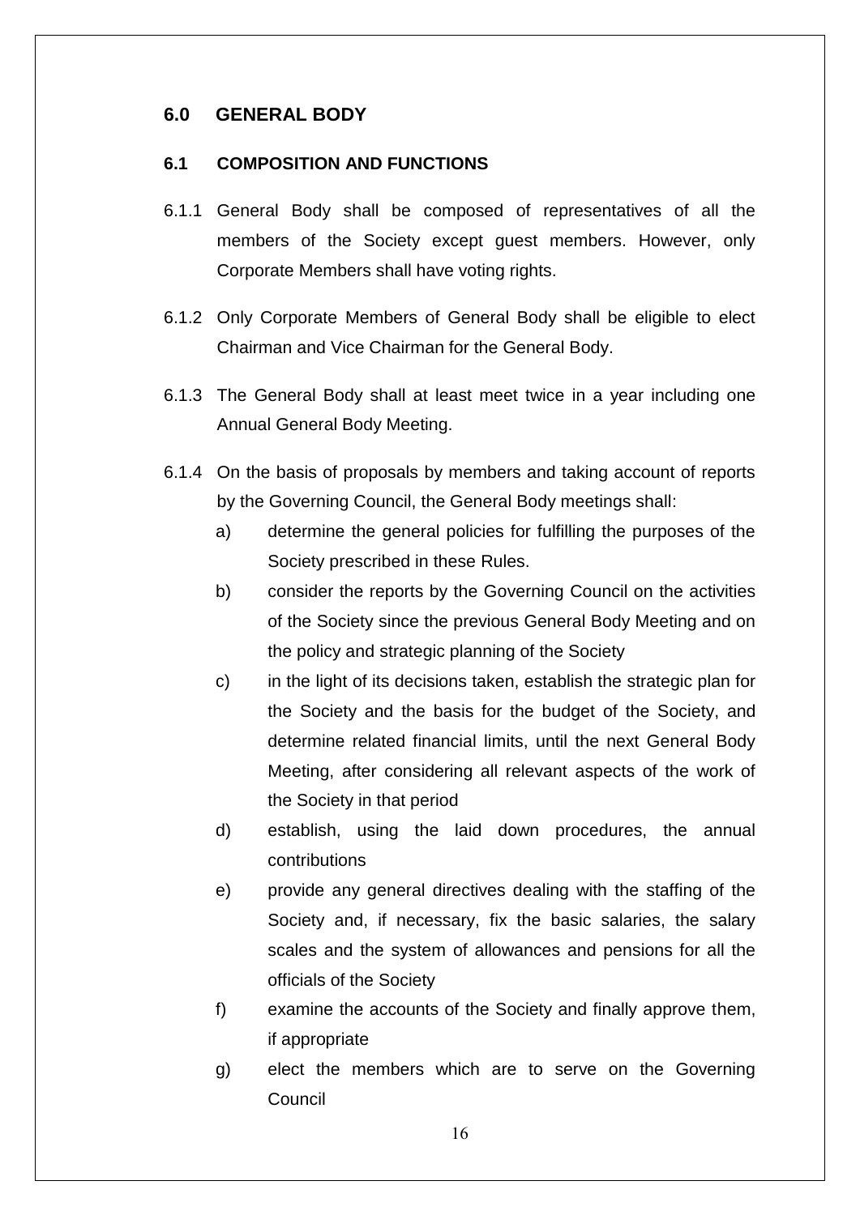## 6.0 GENERAL BODY

### 6.1 COMPOSITION AND FUNCTIONS

6.1.1 General Body shall be composed of representatives of all the members of the Society except guest members. However, only Corporate Members shall have voting rights.

6.1.2 Only Corporate Members of General Body shall be eligible to elect Chairman and Vice Chairman for the General Body.

6.1.3 The General Body shall at least meet twice in a year including one Annual General Body Meeting.

6.1.4 On the basis of proposals by members and taking account of reports by the Governing Council, the General Body meetings shall:

a) determine the general policies for fulfilling the purposes of the Society prescribed in these Rules.

b) consider the reports by the Governing Council on the activities of the Society since the previous General Body Meeting and on the policy and strategic planning of the Society

c) in the light of its decisions taken, establish the strategic plan for the Society and the basis for the budget of the Society, and determine related financial limits, until the next General Body Meeting, after considering all relevant aspects of the work of the Society in that period

d) establish, using the laid down procedures, the annual contributions

e) provide any general directives dealing with the staffing of the Society and, if necessary, fix the basic salaries, the salary scales and the system of allowances and pensions for all the officials of the Society

f) examine the accounts of the Society and finally approve them, if appropriate

g) elect the members which are to serve on the Governing Council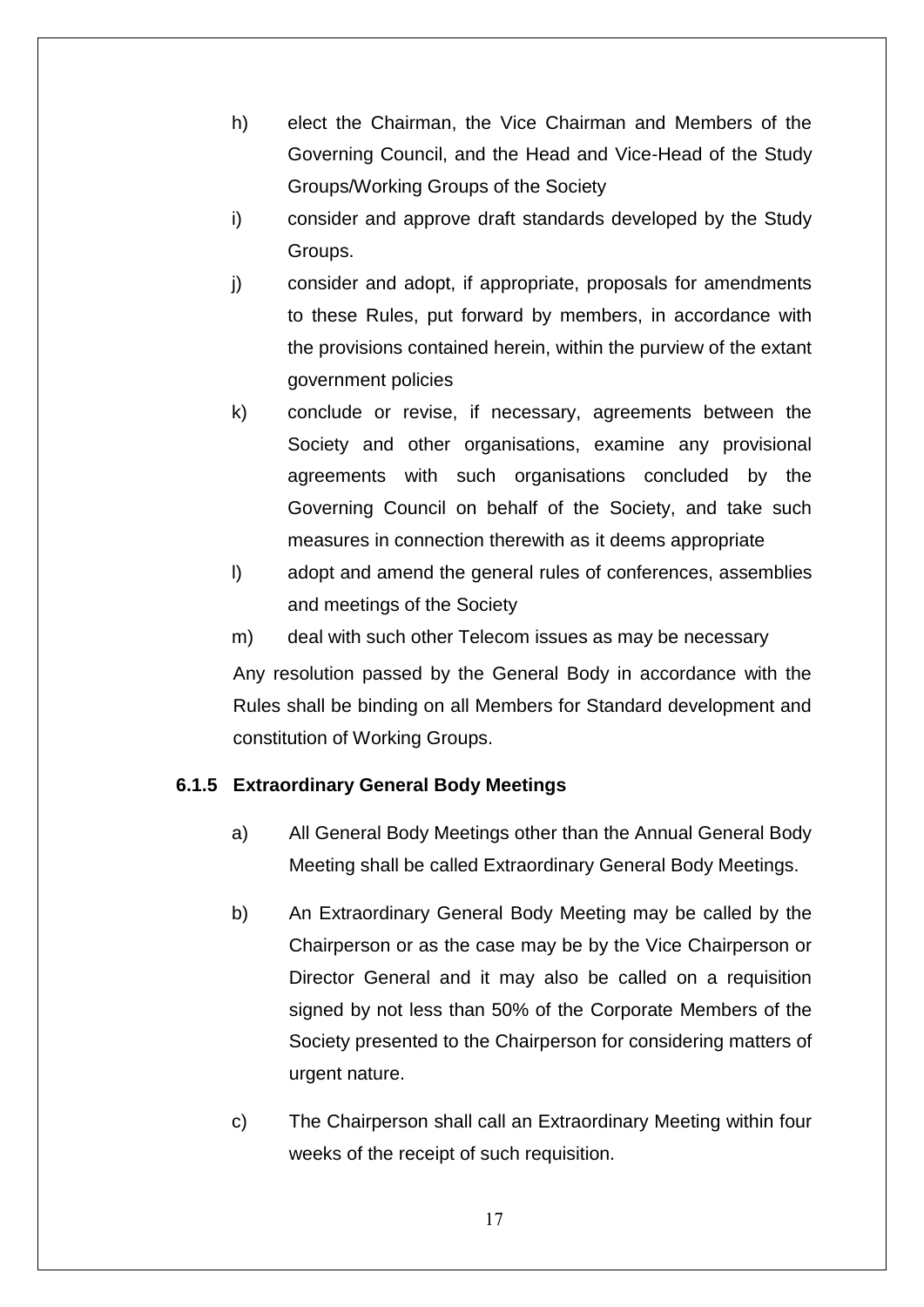h) elect the Chairman, the Vice Chairman and Members of the Governing Council, and the Head and Vice-Head of the Study Groups/Working Groups of the Society

i) consider and approve draft standards developed by the Study Groups.

j) consider and adopt, if appropriate, proposals for amendments to these Rules, put forward by members, in accordance with the provisions contained herein, within the purview of the extant government policies

k) conclude or revise, if necessary, agreements between the Society and other organisations, examine any provisional agreements with such organisations concluded by the Governing Council on behalf of the Society, and take such measures in connection therewith as it deems appropriate

l) adopt and amend the general rules of conferences, assemblies and meetings of the Society

m) deal with such other Telecom issues as may be necessary

Any resolution passed by the General Body in accordance with the Rules shall be binding on all Members for Standard development and constitution of Working Groups.

#### 6.1.5 Extraordinary General Body Meetings

a) All General Body Meetings other than the Annual General Body Meeting shall be called Extraordinary General Body Meetings.

b) An Extraordinary General Body Meeting may be called by the Chairperson or as the case may be by the Vice Chairperson or Director General and it may also be called on a requisition signed by not less than 50% of the Corporate Members of the Society presented to the Chairperson for considering matters of urgent nature.

c) The Chairperson shall call an Extraordinary Meeting within four weeks of the receipt of such requisition.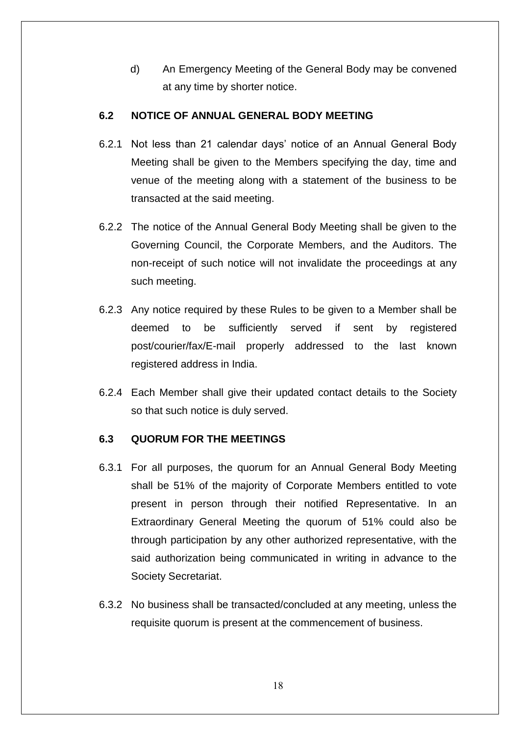d) An Emergency Meeting of the General Body may be convened at any time by shorter notice.

### 6.2 NOTICE OF ANNUAL GENERAL BODY MEETING

6.2.1 Not less than 21 calendar days' notice of an Annual General Body Meeting shall be given to the Members specifying the day, time and venue of the meeting along with a statement of the business to be transacted at the said meeting.

6.2.2 The notice of the Annual General Body Meeting shall be given to the Governing Council, the Corporate Members, and the Auditors. The non-receipt of such notice will not invalidate the proceedings at any such meeting.

6.2.3 Any notice required by these Rules to be given to a Member shall be deemed to be sufficiently served if sent by registered post/courier/fax/E-mail properly addressed to the last known registered address in India.

6.2.4 Each Member shall give their updated contact details to the Society so that such notice is duly served.

### 6.3 QUORUM FOR THE MEETINGS

6.3.1 For all purposes, the quorum for an Annual General Body Meeting shall be 51% of the majority of Corporate Members entitled to vote present in person through their notified Representative. In an Extraordinary General Meeting the quorum of 51% could also be through participation by any other authorized representative, with the said authorization being communicated in writing in advance to the Society Secretariat.

6.3.2 No business shall be transacted/concluded at any meeting, unless the requisite quorum is present at the commencement of business.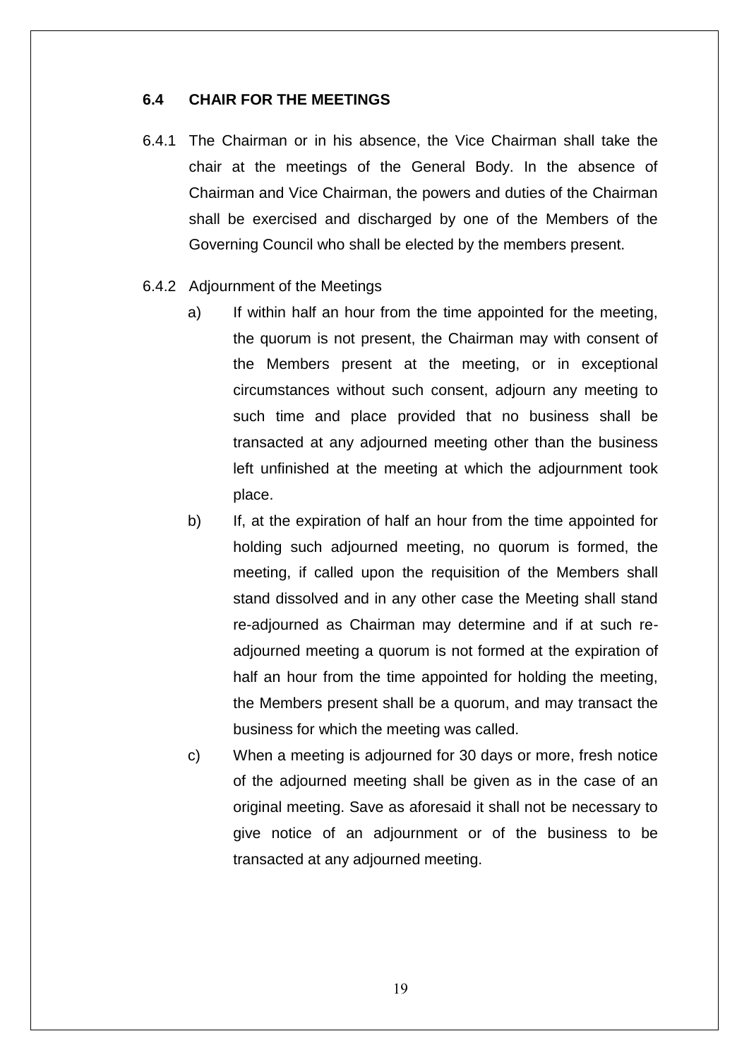### 6.4 CHAIR FOR THE MEETINGS

6.4.1 The Chairman or in his absence, the Vice Chairman shall take the chair at the meetings of the General Body. In the absence of Chairman and Vice Chairman, the powers and duties of the Chairman shall be exercised and discharged by one of the Members of the Governing Council who shall be elected by the members present.

6.4.2 Adjournment of the Meetings

a) If within half an hour from the time appointed for the meeting, the quorum is not present, the Chairman may with consent of the Members present at the meeting, or in exceptional circumstances without such consent, adjourn any meeting to such time and place provided that no business shall be transacted at any adjourned meeting other than the business left unfinished at the meeting at which the adjournment took place.

b) If, at the expiration of half an hour from the time appointed for holding such adjourned meeting, no quorum is formed, the meeting, if called upon the requisition of the Members shall stand dissolved and in any other case the Meeting shall stand re-adjourned as Chairman may determine and if at such re-adjourned meeting a quorum is not formed at the expiration of half an hour from the time appointed for holding the meeting, the Members present shall be a quorum, and may transact the business for which the meeting was called.

c) When a meeting is adjourned for 30 days or more, fresh notice of the adjourned meeting shall be given as in the case of an original meeting. Save as aforesaid it shall not be necessary to give notice of an adjournment or of the business to be transacted at any adjourned meeting.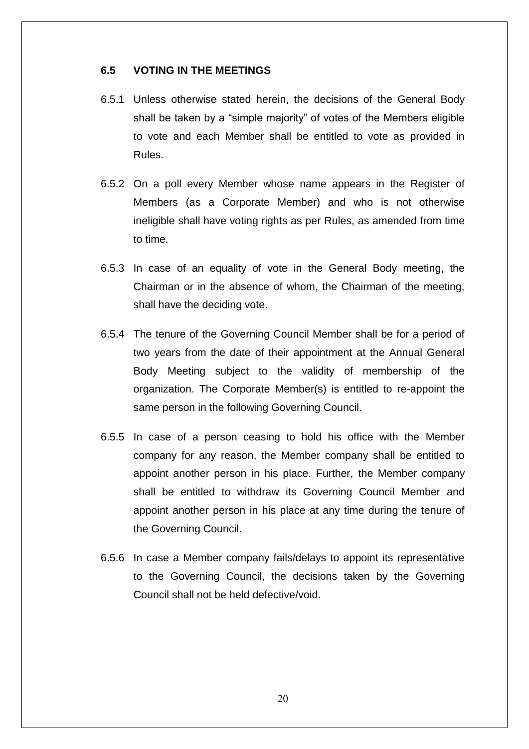### 6.5 VOTING IN THE MEETINGS

6.5.1 Unless otherwise stated herein, the decisions of the General Body shall be taken by a "simple majority" of votes of the Members eligible to vote and each Member shall be entitled to vote as provided in Rules.

6.5.2 On a poll every Member whose name appears in the Register of Members (as a Corporate Member) and who is not otherwise ineligible shall have voting rights as per Rules, as amended from time to time.

6.5.3 In case of an equality of vote in the General Body meeting, the Chairman or in the absence of whom, the Chairman of the meeting, shall have the deciding vote.

6.5.4 The tenure of the Governing Council Member shall be for a period of two years from the date of their appointment at the Annual General Body Meeting subject to the validity of membership of the organization. The Corporate Member(s) is entitled to re-appoint the same person in the following Governing Council.

6.5.5 In case of a person ceasing to hold his office with the Member company for any reason, the Member company shall be entitled to appoint another person in his place. Further, the Member company shall be entitled to withdraw its Governing Council Member and appoint another person in his place at any time during the tenure of the Governing Council.

6.5.6 In case a Member company fails/delays to appoint its representative to the Governing Council, the decisions taken by the Governing Council shall not be held defective/void.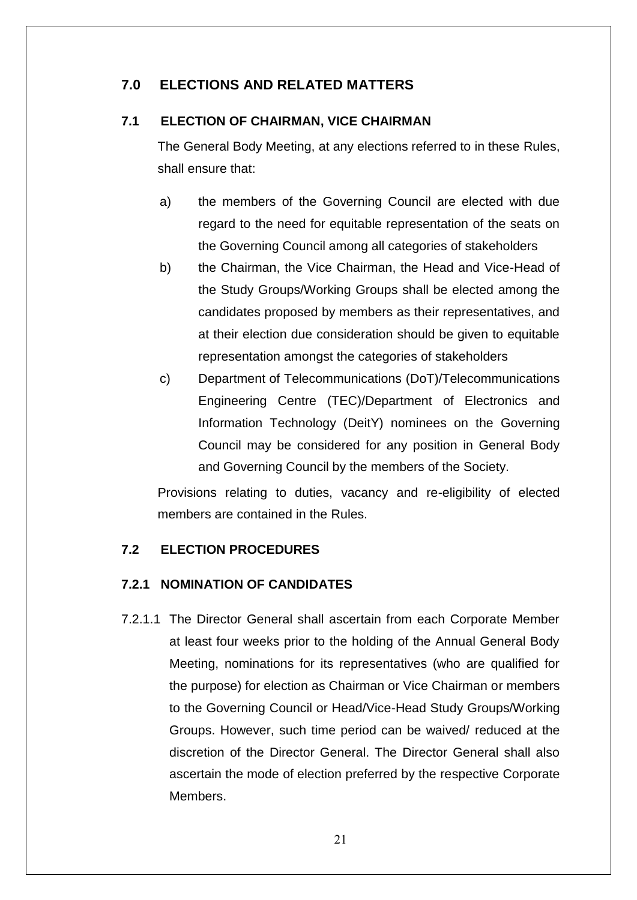## 7.0 ELECTIONS AND RELATED MATTERS

### 7.1 ELECTION OF CHAIRMAN, VICE CHAIRMAN

The General Body Meeting, at any elections referred to in these Rules, shall ensure that:

a) the members of the Governing Council are elected with due regard to the need for equitable representation of the seats on the Governing Council among all categories of stakeholders

b) the Chairman, the Vice Chairman, the Head and Vice-Head of the Study Groups/Working Groups shall be elected among the candidates proposed by members as their representatives, and at their election due consideration should be given to equitable representation amongst the categories of stakeholders

c) Department of Telecommunications (DoT)/Telecommunications Engineering Centre (TEC)/Department of Electronics and Information Technology (DeitY) nominees on the Governing Council may be considered for any position in General Body and Governing Council by the members of the Society.

Provisions relating to duties, vacancy and re-eligibility of elected members are contained in the Rules.

### 7.2 ELECTION PROCEDURES

#### 7.2.1 NOMINATION OF CANDIDATES

7.2.1.1 The Director General shall ascertain from each Corporate Member at least four weeks prior to the holding of the Annual General Body Meeting, nominations for its representatives (who are qualified for the purpose) for election as Chairman or Vice Chairman or members to the Governing Council or Head/Vice-Head Study Groups/Working Groups. However, such time period can be waived/ reduced at the discretion of the Director General. The Director General shall also ascertain the mode of election preferred by the respective Corporate Members.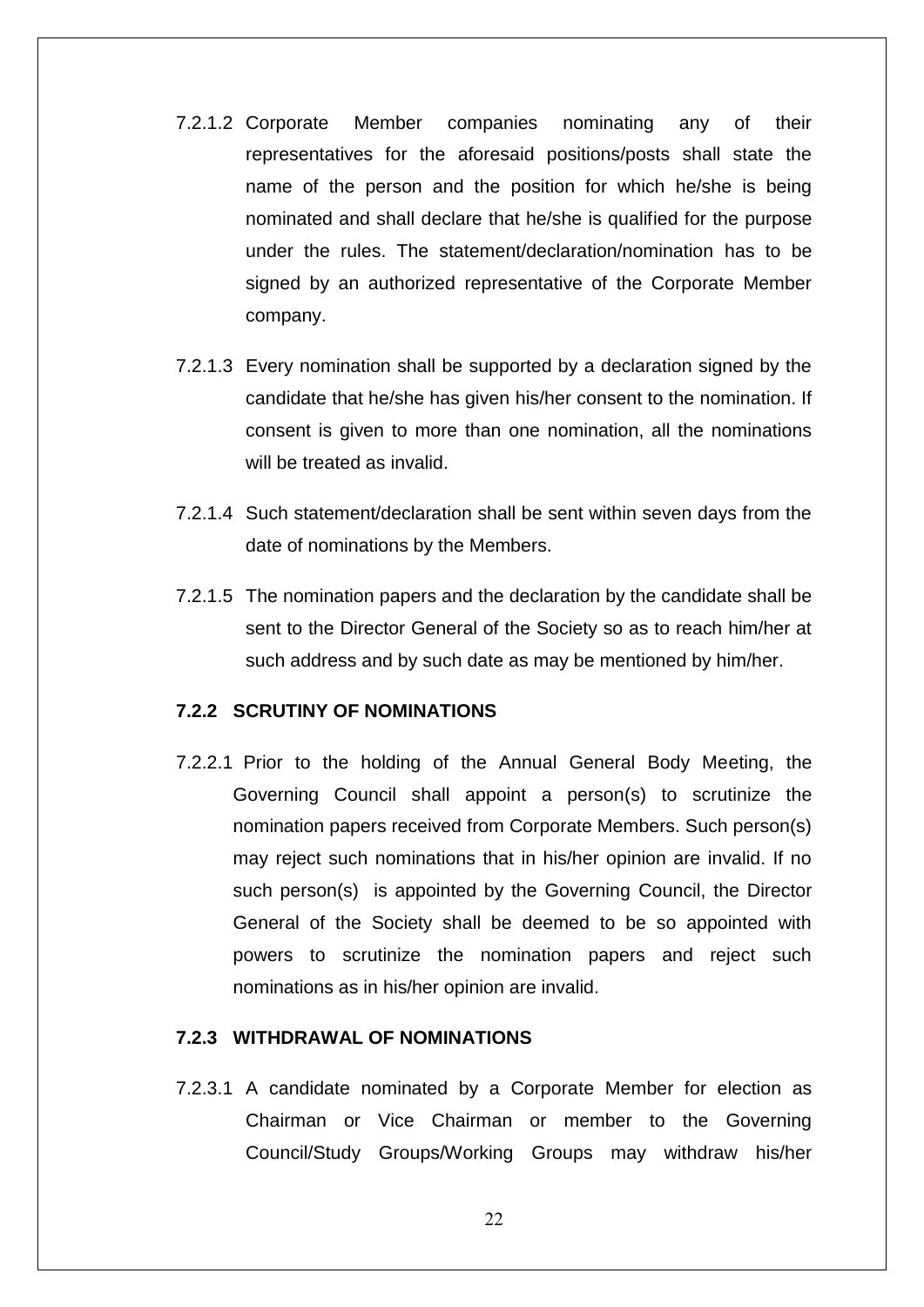7.2.1.2 Corporate Member companies nominating any of their representatives for the aforesaid positions/posts shall state the name of the person and the position for which he/she is being nominated and shall declare that he/she is qualified for the purpose under the rules. The statement/declaration/nomination has to be signed by an authorized representative of the Corporate Member company.

7.2.1.3 Every nomination shall be supported by a declaration signed by the candidate that he/she has given his/her consent to the nomination. If consent is given to more than one nomination, all the nominations will be treated as invalid.

7.2.1.4 Such statement/declaration shall be sent within seven days from the date of nominations by the Members.

7.2.1.5 The nomination papers and the declaration by the candidate shall be sent to the Director General of the Society so as to reach him/her at such address and by such date as may be mentioned by him/her.

**7.2.2 SCRUTINY OF NOMINATIONS**

7.2.2.1 Prior to the holding of the Annual General Body Meeting, the Governing Council shall appoint a person(s) to scrutinize the nomination papers received from Corporate Members. Such person(s) may reject such nominations that in his/her opinion are invalid. If no such person(s) is appointed by the Governing Council, the Director General of the Society shall be deemed to be so appointed with powers to scrutinize the nomination papers and reject such nominations as in his/her opinion are invalid.

**7.2.3 WITHDRAWAL OF NOMINATIONS**

7.2.3.1 A candidate nominated by a Corporate Member for election as Chairman or Vice Chairman or member to the Governing Council/Study Groups/Working Groups may withdraw his/her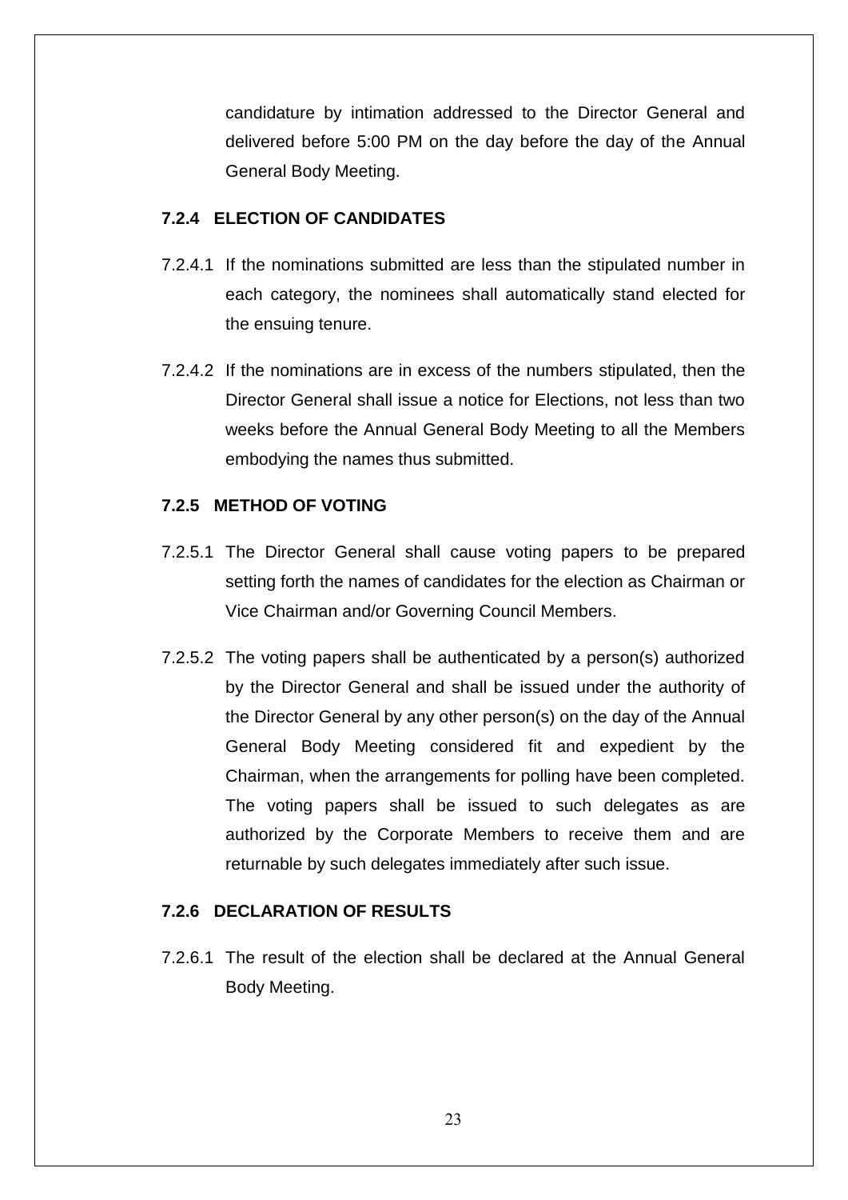candidature by intimation addressed to the Director General and delivered before 5:00 PM on the day before the day of the Annual General Body Meeting.

#### 7.2.4 ELECTION OF CANDIDATES

7.2.4.1 If the nominations submitted are less than the stipulated number in each category, the nominees shall automatically stand elected for the ensuing tenure.

7.2.4.2 If the nominations are in excess of the numbers stipulated, then the Director General shall issue a notice for Elections, not less than two weeks before the Annual General Body Meeting to all the Members embodying the names thus submitted.

#### 7.2.5 METHOD OF VOTING

7.2.5.1 The Director General shall cause voting papers to be prepared setting forth the names of candidates for the election as Chairman or Vice Chairman and/or Governing Council Members.

7.2.5.2 The voting papers shall be authenticated by a person(s) authorized by the Director General and shall be issued under the authority of the Director General by any other person(s) on the day of the Annual General Body Meeting considered fit and expedient by the Chairman, when the arrangements for polling have been completed. The voting papers shall be issued to such delegates as are authorized by the Corporate Members to receive them and are returnable by such delegates immediately after such issue.

#### 7.2.6 DECLARATION OF RESULTS

7.2.6.1 The result of the election shall be declared at the Annual General Body Meeting.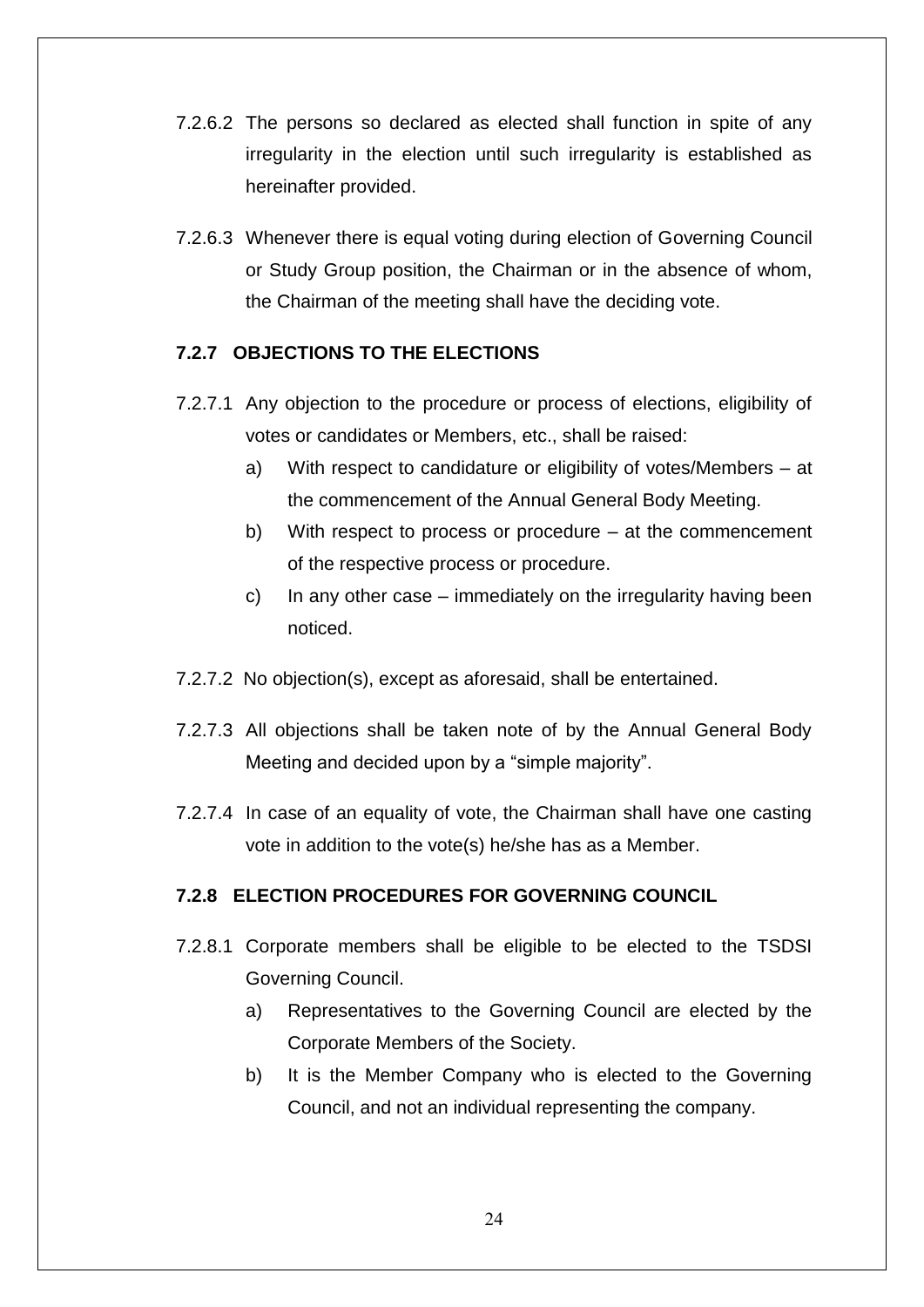7.2.6.2 The persons so declared as elected shall function in spite of any irregularity in the election until such irregularity is established as hereinafter provided.

7.2.6.3 Whenever there is equal voting during election of Governing Council or Study Group position, the Chairman or in the absence of whom, the Chairman of the meeting shall have the deciding vote.

### 7.2.7 OBJECTIONS TO THE ELECTIONS

7.2.7.1 Any objection to the procedure or process of elections, eligibility of votes or candidates or Members, etc., shall be raised:

a) With respect to candidature or eligibility of votes/Members – at the commencement of the Annual General Body Meeting.

b) With respect to process or procedure – at the commencement of the respective process or procedure.

c) In any other case – immediately on the irregularity having been noticed.

7.2.7.2 No objection(s), except as aforesaid, shall be entertained.

7.2.7.3 All objections shall be taken note of by the Annual General Body Meeting and decided upon by a "simple majority".

7.2.7.4 In case of an equality of vote, the Chairman shall have one casting vote in addition to the vote(s) he/she has as a Member.

### 7.2.8 ELECTION PROCEDURES FOR GOVERNING COUNCIL

7.2.8.1 Corporate members shall be eligible to be elected to the TSDSI Governing Council.

a) Representatives to the Governing Council are elected by the Corporate Members of the Society.

b) It is the Member Company who is elected to the Governing Council, and not an individual representing the company.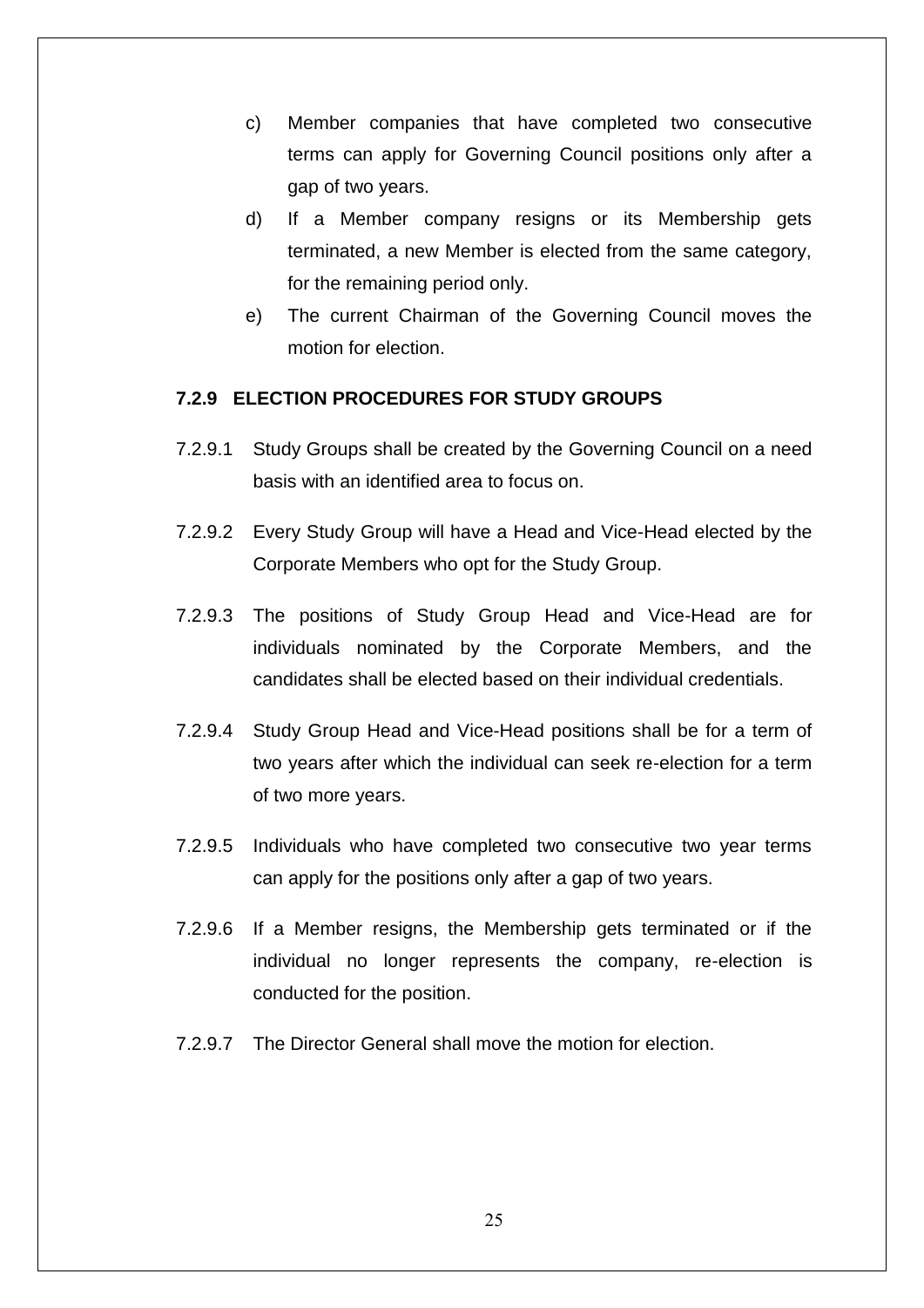c) Member companies that have completed two consecutive terms can apply for Governing Council positions only after a gap of two years.

d) If a Member company resigns or its Membership gets terminated, a new Member is elected from the same category, for the remaining period only.

e) The current Chairman of the Governing Council moves the motion for election.

### 7.2.9 ELECTION PROCEDURES FOR STUDY GROUPS

7.2.9.1 Study Groups shall be created by the Governing Council on a need basis with an identified area to focus on.

7.2.9.2 Every Study Group will have a Head and Vice-Head elected by the Corporate Members who opt for the Study Group.

7.2.9.3 The positions of Study Group Head and Vice-Head are for individuals nominated by the Corporate Members, and the candidates shall be elected based on their individual credentials.

7.2.9.4 Study Group Head and Vice-Head positions shall be for a term of two years after which the individual can seek re-election for a term of two more years.

7.2.9.5 Individuals who have completed two consecutive two year terms can apply for the positions only after a gap of two years.

7.2.9.6 If a Member resigns, the Membership gets terminated or if the individual no longer represents the company, re-election is conducted for the position.

7.2.9.7 The Director General shall move the motion for election.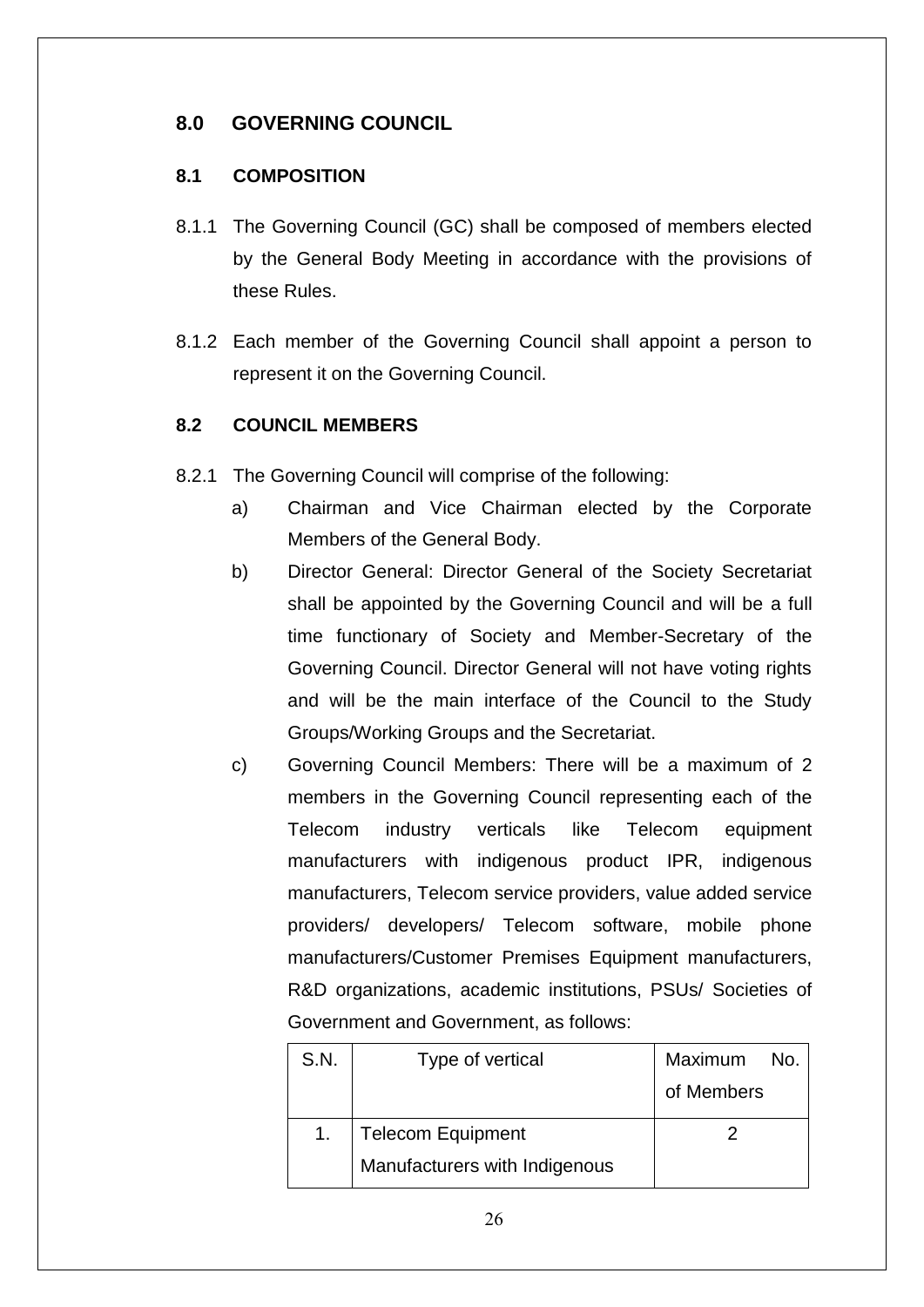## 8.0 GOVERNING COUNCIL

### 8.1 COMPOSITION

8.1.1 The Governing Council (GC) shall be composed of members elected by the General Body Meeting in accordance with the provisions of these Rules.

8.1.2 Each member of the Governing Council shall appoint a person to represent it on the Governing Council.

### 8.2 COUNCIL MEMBERS

8.2.1 The Governing Council will comprise of the following:

a) Chairman and Vice Chairman elected by the Corporate Members of the General Body.

b) Director General: Director General of the Society Secretariat shall be appointed by the Governing Council and will be a full time functionary of Society and Member-Secretary of the Governing Council. Director General will not have voting rights and will be the main interface of the Council to the Study Groups/Working Groups and the Secretariat.

c) Governing Council Members: There will be a maximum of 2 members in the Governing Council representing each of the Telecom industry verticals like Telecom equipment manufacturers with indigenous product IPR, indigenous manufacturers, Telecom service providers, value added service providers/ developers/ Telecom software, mobile phone manufacturers/Customer Premises Equipment manufacturers, R&D organizations, academic institutions, PSUs/ Societies of Government and Government, as follows:

| S.N. | Type of vertical | Maximum No. of Members |
|---|---|---|
| 1. | Telecom Equipment Manufacturers with Indigenous | 2 |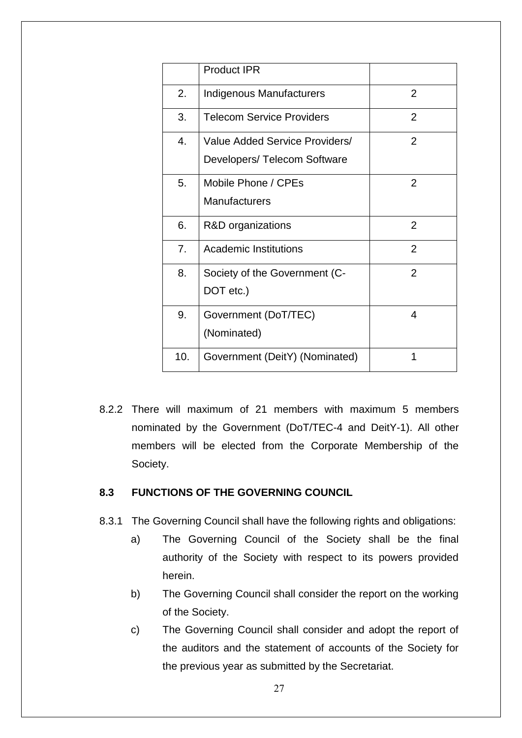| | Product IPR | |
|---|---|---|
| 2. | Indigenous Manufacturers | 2 |
| 3. | Telecom Service Providers | 2 |
| 4. | Value Added Service Providers/ Developers/ Telecom Software | 2 |
| 5. | Mobile Phone / CPEs Manufacturers | 2 |
| 6. | R&D organizations | 2 |
| 7. | Academic Institutions | 2 |
| 8. | Society of the Government (C-DOT etc.) | 2 |
| 9. | Government (DoT/TEC) (Nominated) | 4 |
| 10. | Government (DeitY) (Nominated) | 1 |

8.2.2 There will maximum of 21 members with maximum 5 members nominated by the Government (DoT/TEC-4 and DeitY-1). All other members will be elected from the Corporate Membership of the Society.

**8.3 FUNCTIONS OF THE GOVERNING COUNCIL**

8.3.1 The Governing Council shall have the following rights and obligations:

a) The Governing Council of the Society shall be the final authority of the Society with respect to its powers provided herein.

b) The Governing Council shall consider the report on the working of the Society.

c) The Governing Council shall consider and adopt the report of the auditors and the statement of accounts of the Society for the previous year as submitted by the Secretariat.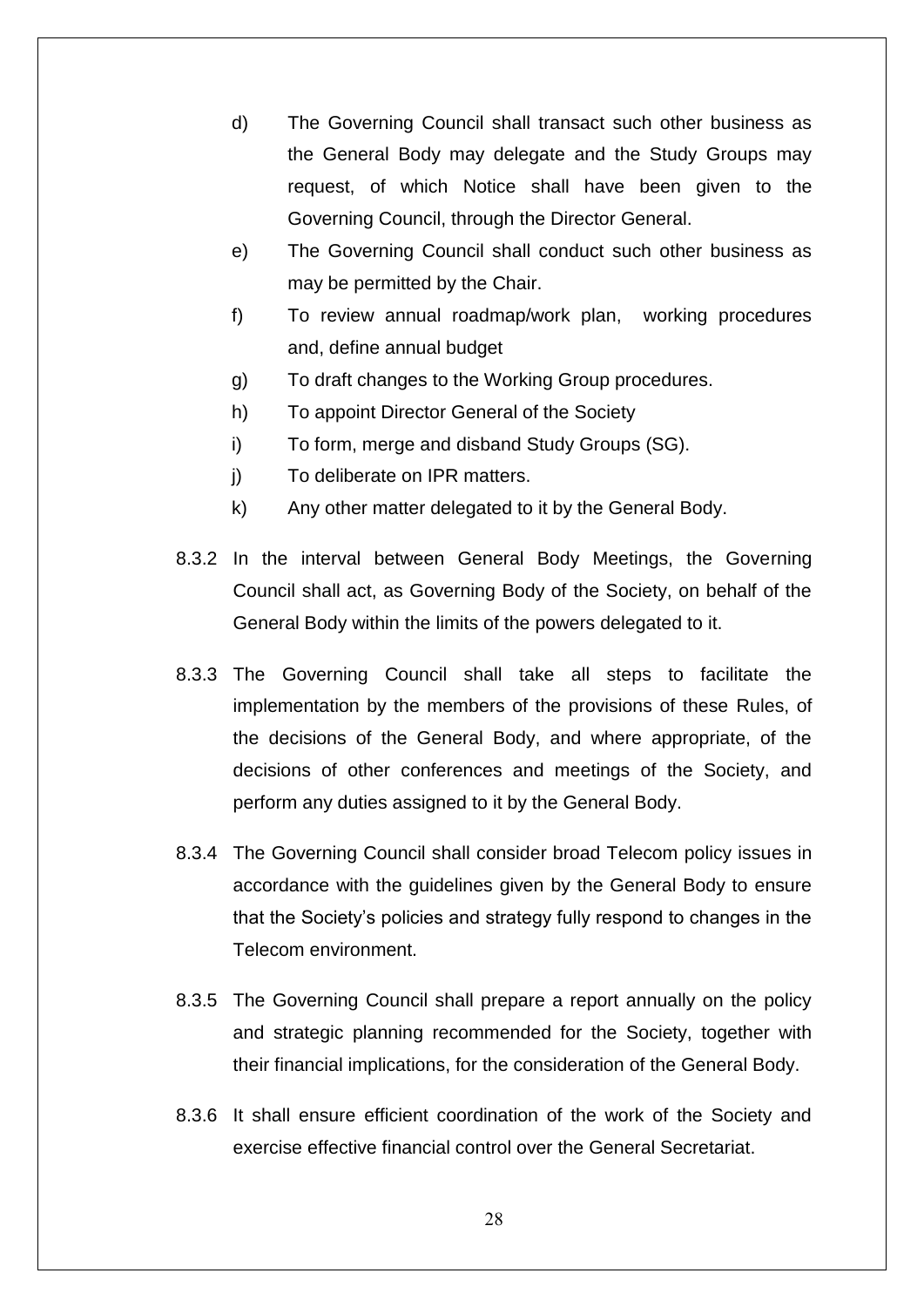d) The Governing Council shall transact such other business as the General Body may delegate and the Study Groups may request, of which Notice shall have been given to the Governing Council, through the Director General.

e) The Governing Council shall conduct such other business as may be permitted by the Chair.

f) To review annual roadmap/work plan, working procedures and, define annual budget

g) To draft changes to the Working Group procedures.

h) To appoint Director General of the Society

i) To form, merge and disband Study Groups (SG).

j) To deliberate on IPR matters.

k) Any other matter delegated to it by the General Body.

8.3.2 In the interval between General Body Meetings, the Governing Council shall act, as Governing Body of the Society, on behalf of the General Body within the limits of the powers delegated to it.

8.3.3 The Governing Council shall take all steps to facilitate the implementation by the members of the provisions of these Rules, of the decisions of the General Body, and where appropriate, of the decisions of other conferences and meetings of the Society, and perform any duties assigned to it by the General Body.

8.3.4 The Governing Council shall consider broad Telecom policy issues in accordance with the guidelines given by the General Body to ensure that the Society's policies and strategy fully respond to changes in the Telecom environment.

8.3.5 The Governing Council shall prepare a report annually on the policy and strategic planning recommended for the Society, together with their financial implications, for the consideration of the General Body.

8.3.6 It shall ensure efficient coordination of the work of the Society and exercise effective financial control over the General Secretariat.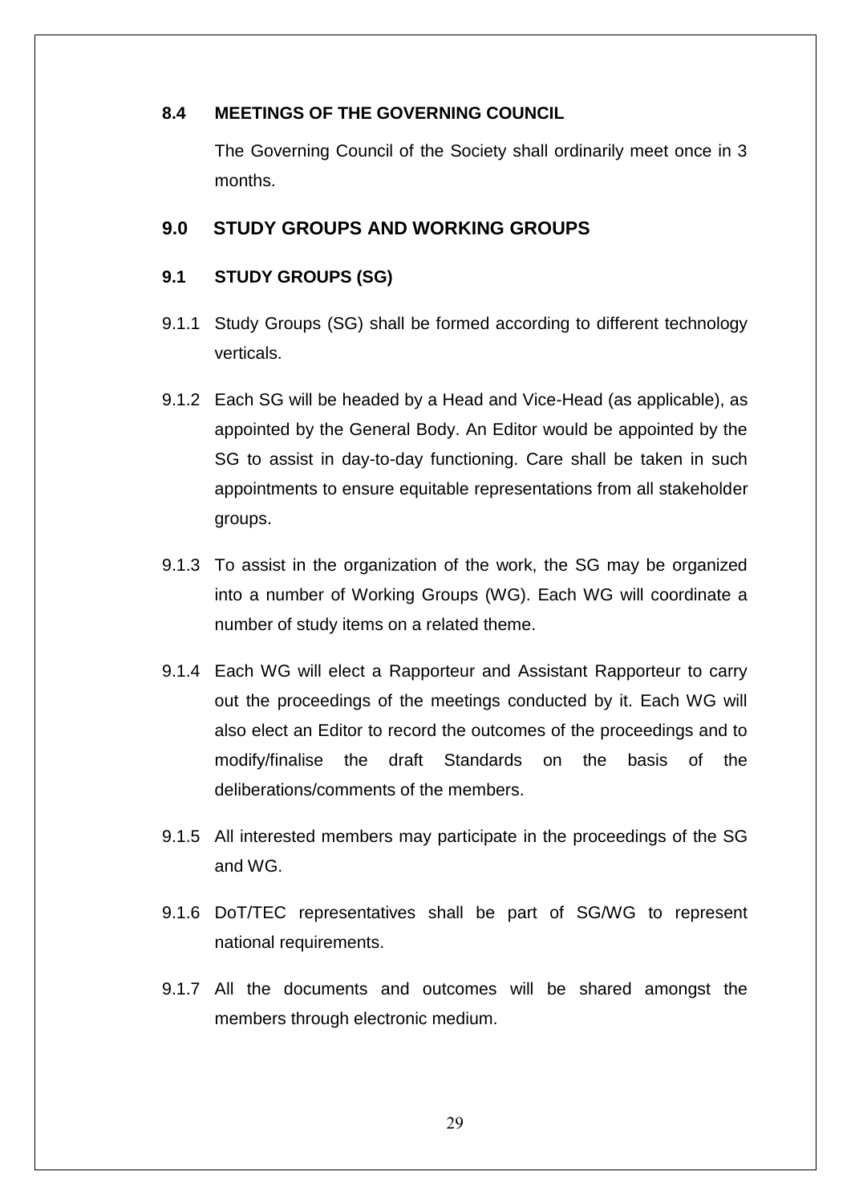### 8.4 MEETINGS OF THE GOVERNING COUNCIL

The Governing Council of the Society shall ordinarily meet once in 3 months.

## 9.0 STUDY GROUPS AND WORKING GROUPS

### 9.1 STUDY GROUPS (SG)

9.1.1 Study Groups (SG) shall be formed according to different technology verticals.

9.1.2 Each SG will be headed by a Head and Vice-Head (as applicable), as appointed by the General Body. An Editor would be appointed by the SG to assist in day-to-day functioning. Care shall be taken in such appointments to ensure equitable representations from all stakeholder groups.

9.1.3 To assist in the organization of the work, the SG may be organized into a number of Working Groups (WG). Each WG will coordinate a number of study items on a related theme.

9.1.4 Each WG will elect a Rapporteur and Assistant Rapporteur to carry out the proceedings of the meetings conducted by it. Each WG will also elect an Editor to record the outcomes of the proceedings and to modify/finalise the draft Standards on the basis of the deliberations/comments of the members.

9.1.5 All interested members may participate in the proceedings of the SG and WG.

9.1.6 DoT/TEC representatives shall be part of SG/WG to represent national requirements.

9.1.7 All the documents and outcomes will be shared amongst the members through electronic medium.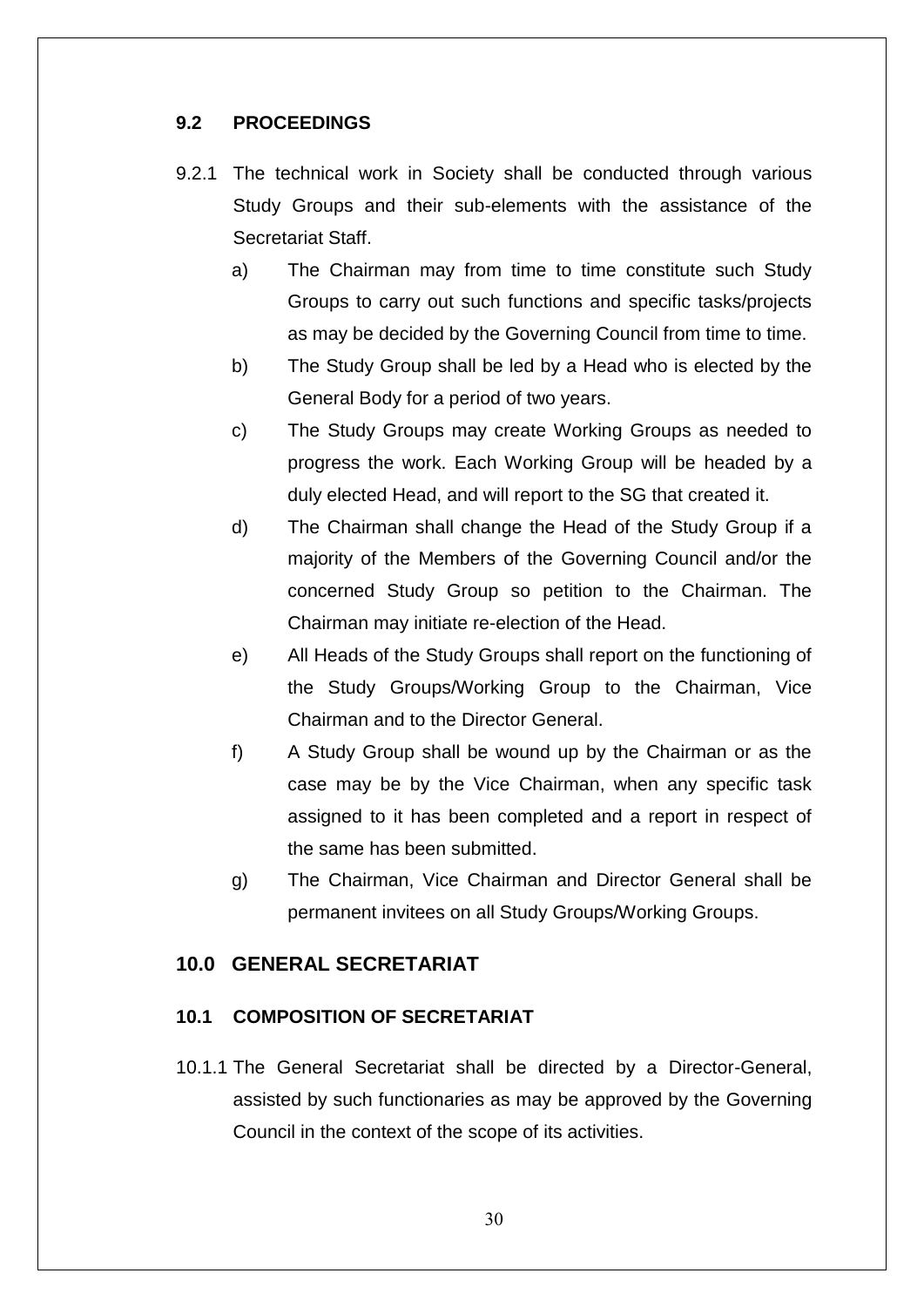### 9.2 PROCEEDINGS

9.2.1 The technical work in Society shall be conducted through various Study Groups and their sub-elements with the assistance of the Secretariat Staff.

a) The Chairman may from time to time constitute such Study Groups to carry out such functions and specific tasks/projects as may be decided by the Governing Council from time to time.

b) The Study Group shall be led by a Head who is elected by the General Body for a period of two years.

c) The Study Groups may create Working Groups as needed to progress the work. Each Working Group will be headed by a duly elected Head, and will report to the SG that created it.

d) The Chairman shall change the Head of the Study Group if a majority of the Members of the Governing Council and/or the concerned Study Group so petition to the Chairman. The Chairman may initiate re-election of the Head.

e) All Heads of the Study Groups shall report on the functioning of the Study Groups/Working Group to the Chairman, Vice Chairman and to the Director General.

f) A Study Group shall be wound up by the Chairman or as the case may be by the Vice Chairman, when any specific task assigned to it has been completed and a report in respect of the same has been submitted.

g) The Chairman, Vice Chairman and Director General shall be permanent invitees on all Study Groups/Working Groups.

## 10.0 GENERAL SECRETARIAT

### 10.1 COMPOSITION OF SECRETARIAT

10.1.1 The General Secretariat shall be directed by a Director-General, assisted by such functionaries as may be approved by the Governing Council in the context of the scope of its activities.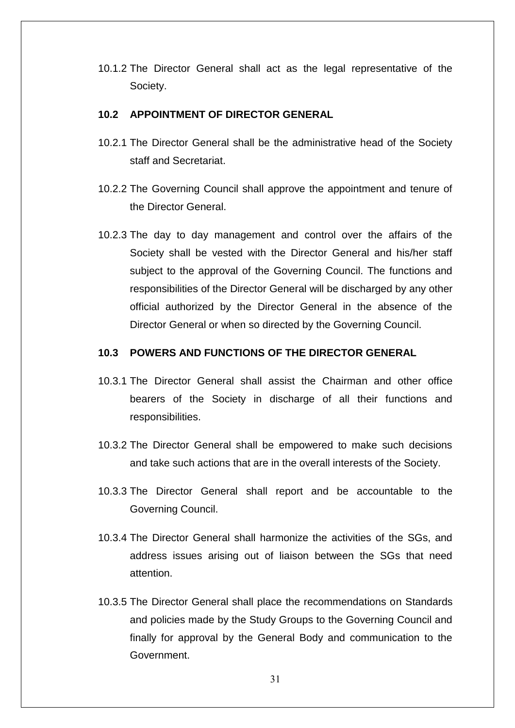10.1.2 The Director General shall act as the legal representative of the Society.

**10.2 APPOINTMENT OF DIRECTOR GENERAL**

10.2.1 The Director General shall be the administrative head of the Society staff and Secretariat.

10.2.2 The Governing Council shall approve the appointment and tenure of the Director General.

10.2.3 The day to day management and control over the affairs of the Society shall be vested with the Director General and his/her staff subject to the approval of the Governing Council. The functions and responsibilities of the Director General will be discharged by any other official authorized by the Director General in the absence of the Director General or when so directed by the Governing Council.

**10.3 POWERS AND FUNCTIONS OF THE DIRECTOR GENERAL**

10.3.1 The Director General shall assist the Chairman and other office bearers of the Society in discharge of all their functions and responsibilities.

10.3.2 The Director General shall be empowered to make such decisions and take such actions that are in the overall interests of the Society.

10.3.3 The Director General shall report and be accountable to the Governing Council.

10.3.4 The Director General shall harmonize the activities of the SGs, and address issues arising out of liaison between the SGs that need attention.

10.3.5 The Director General shall place the recommendations on Standards and policies made by the Study Groups to the Governing Council and finally for approval by the General Body and communication to the Government.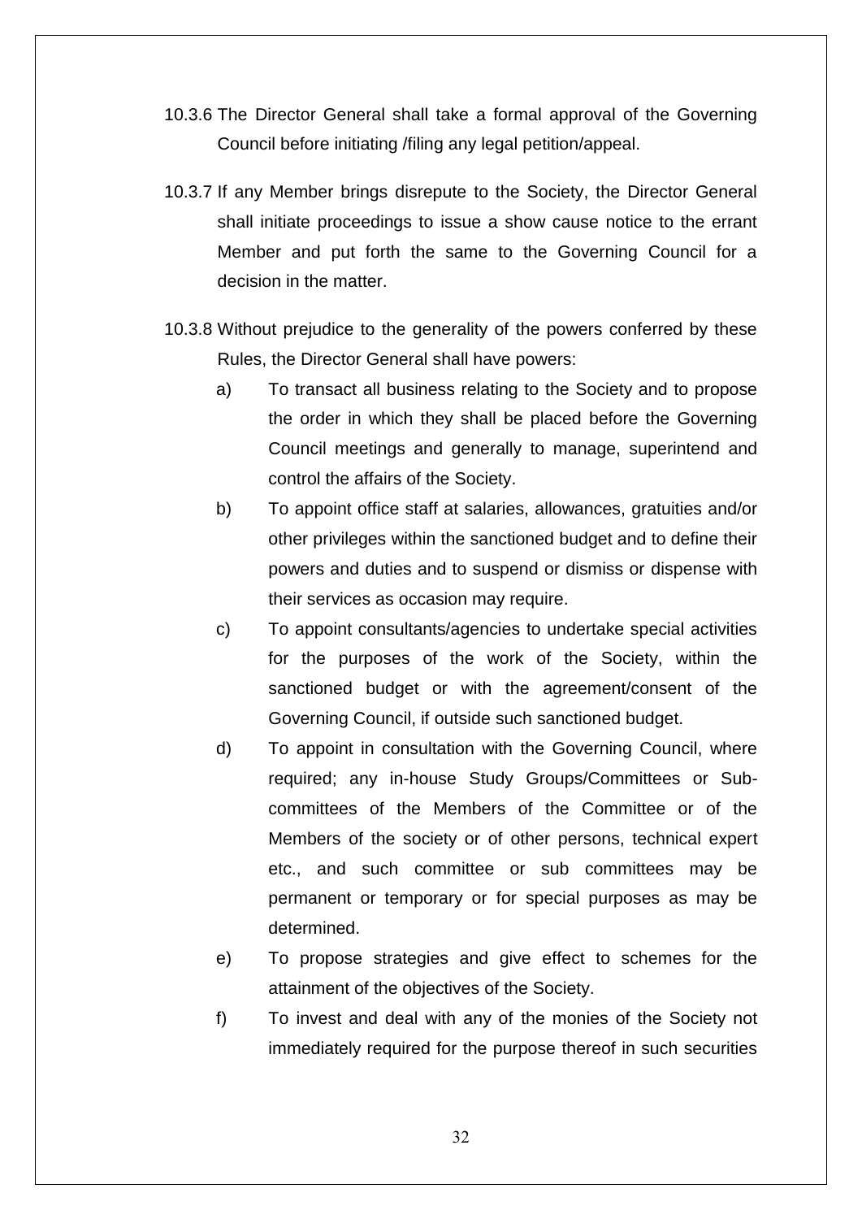10.3.6 The Director General shall take a formal approval of the Governing Council before initiating /filing any legal petition/appeal.

10.3.7 If any Member brings disrepute to the Society, the Director General shall initiate proceedings to issue a show cause notice to the errant Member and put forth the same to the Governing Council for a decision in the matter.

10.3.8 Without prejudice to the generality of the powers conferred by these Rules, the Director General shall have powers:

a) To transact all business relating to the Society and to propose the order in which they shall be placed before the Governing Council meetings and generally to manage, superintend and control the affairs of the Society.

b) To appoint office staff at salaries, allowances, gratuities and/or other privileges within the sanctioned budget and to define their powers and duties and to suspend or dismiss or dispense with their services as occasion may require.

c) To appoint consultants/agencies to undertake special activities for the purposes of the work of the Society, within the sanctioned budget or with the agreement/consent of the Governing Council, if outside such sanctioned budget.

d) To appoint in consultation with the Governing Council, where required; any in-house Study Groups/Committees or Sub-committees of the Members of the Committee or of the Members of the society or of other persons, technical expert etc., and such committee or sub committees may be permanent or temporary or for special purposes as may be determined.

e) To propose strategies and give effect to schemes for the attainment of the objectives of the Society.

f) To invest and deal with any of the monies of the Society not immediately required for the purpose thereof in such securities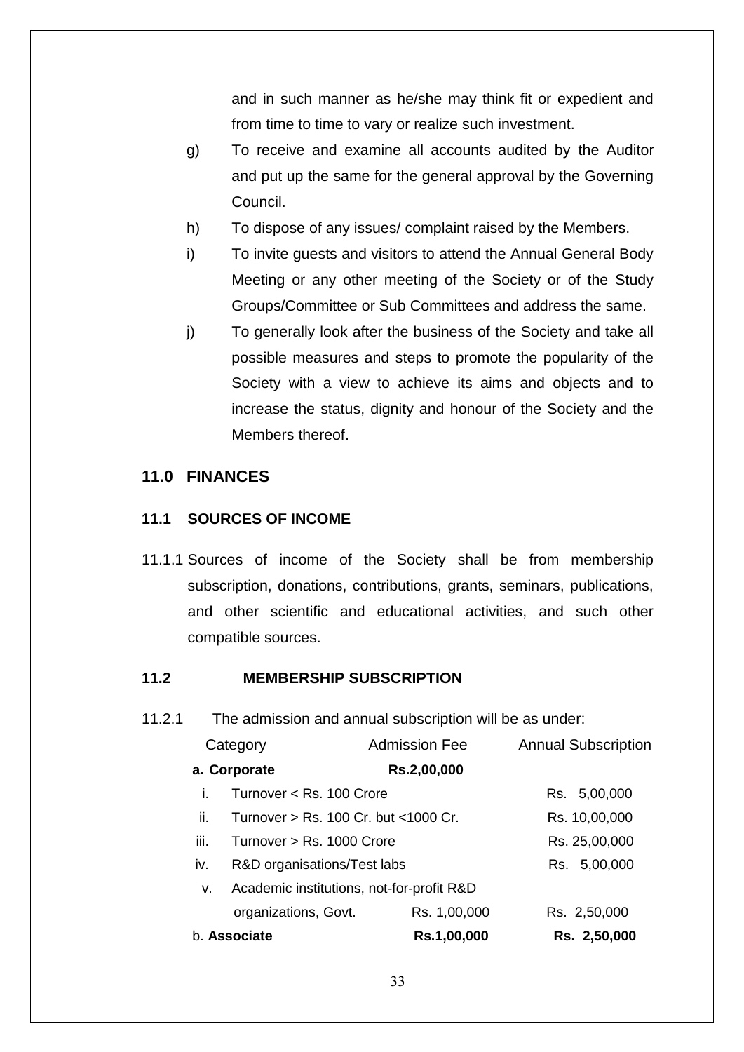and in such manner as he/she may think fit or expedient and from time to time to vary or realize such investment.

g) To receive and examine all accounts audited by the Auditor and put up the same for the general approval by the Governing Council.

h) To dispose of any issues/ complaint raised by the Members.

i) To invite guests and visitors to attend the Annual General Body Meeting or any other meeting of the Society or of the Study Groups/Committee or Sub Committees and address the same.

j) To generally look after the business of the Society and take all possible measures and steps to promote the popularity of the Society with a view to achieve its aims and objects and to increase the status, dignity and honour of the Society and the Members thereof.

## 11.0 FINANCES

### 11.1 SOURCES OF INCOME

11.1.1 Sources of income of the Society shall be from membership subscription, donations, contributions, grants, seminars, publications, and other scientific and educational activities, and such other compatible sources.

### 11.2 MEMBERSHIP SUBSCRIPTION

11.2.1 The admission and annual subscription will be as under:

| Category | Admission Fee | Annual Subscription |
|---|---|---|
| **a. Corporate** | **Rs.2,00,000** | |
| i. Turnover < Rs. 100 Crore | | Rs. 5,00,000 |
| ii. Turnover > Rs. 100 Cr. but <1000 Cr. | | Rs. 10,00,000 |
| iii. Turnover > Rs. 1000 Crore | | Rs. 25,00,000 |
| iv. R&D organisations/Test labs | | Rs. 5,00,000 |
| v. Academic institutions, not-for-profit R&D organizations, Govt. | Rs. 1,00,000 | Rs. 2,50,000 |
| b. **Associate** | **Rs.1,00,000** | **Rs. 2,50,000** |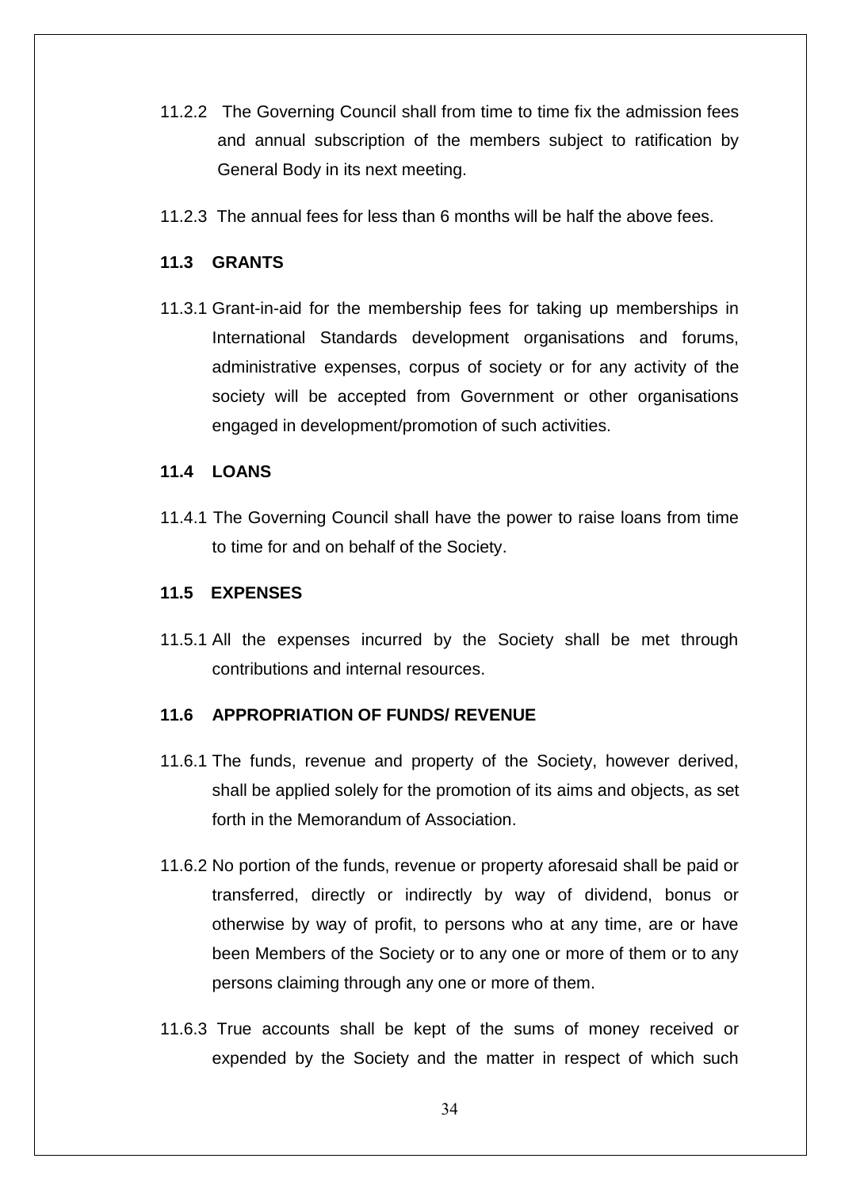11.2.2 The Governing Council shall from time to time fix the admission fees and annual subscription of the members subject to ratification by General Body in its next meeting.

11.2.3 The annual fees for less than 6 months will be half the above fees.

**11.3 GRANTS**

11.3.1 Grant-in-aid for the membership fees for taking up memberships in International Standards development organisations and forums, administrative expenses, corpus of society or for any activity of the society will be accepted from Government or other organisations engaged in development/promotion of such activities.

**11.4 LOANS**

11.4.1 The Governing Council shall have the power to raise loans from time to time for and on behalf of the Society.

**11.5 EXPENSES**

11.5.1 All the expenses incurred by the Society shall be met through contributions and internal resources.

**11.6 APPROPRIATION OF FUNDS/ REVENUE**

11.6.1 The funds, revenue and property of the Society, however derived, shall be applied solely for the promotion of its aims and objects, as set forth in the Memorandum of Association.

11.6.2 No portion of the funds, revenue or property aforesaid shall be paid or transferred, directly or indirectly by way of dividend, bonus or otherwise by way of profit, to persons who at any time, are or have been Members of the Society or to any one or more of them or to any persons claiming through any one or more of them.

11.6.3 True accounts shall be kept of the sums of money received or expended by the Society and the matter in respect of which such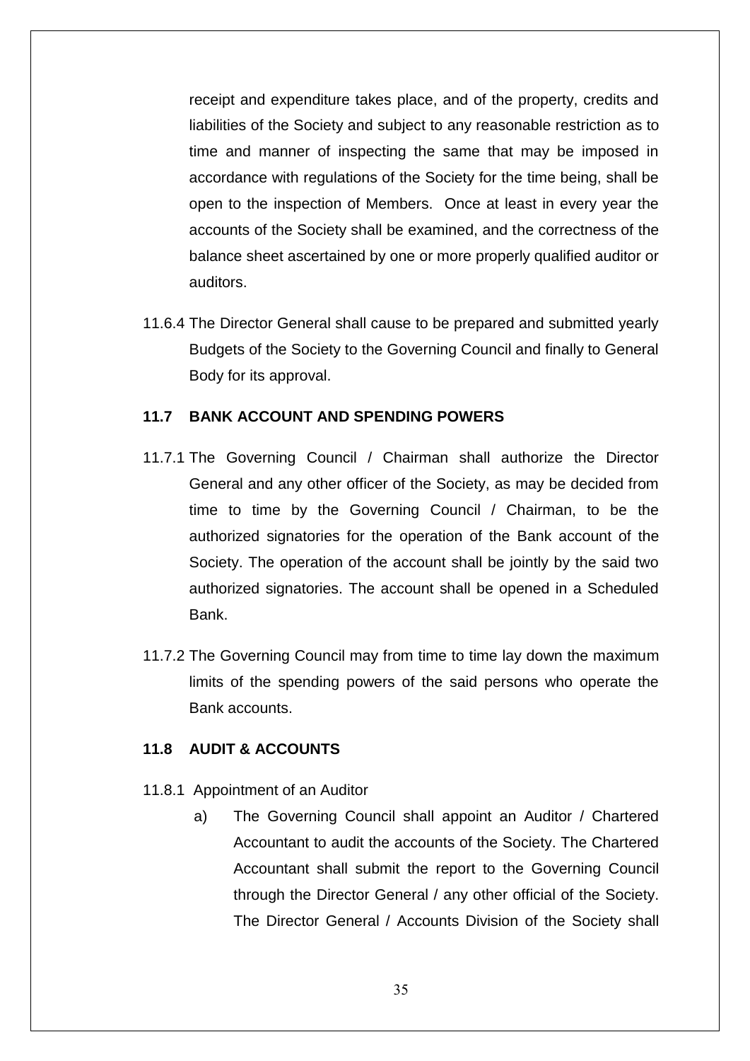receipt and expenditure takes place, and of the property, credits and liabilities of the Society and subject to any reasonable restriction as to time and manner of inspecting the same that may be imposed in accordance with regulations of the Society for the time being, shall be open to the inspection of Members. Once at least in every year the accounts of the Society shall be examined, and the correctness of the balance sheet ascertained by one or more properly qualified auditor or auditors.

11.6.4 The Director General shall cause to be prepared and submitted yearly Budgets of the Society to the Governing Council and finally to General Body for its approval.

### 11.7 BANK ACCOUNT AND SPENDING POWERS

11.7.1 The Governing Council / Chairman shall authorize the Director General and any other officer of the Society, as may be decided from time to time by the Governing Council / Chairman, to be the authorized signatories for the operation of the Bank account of the Society. The operation of the account shall be jointly by the said two authorized signatories. The account shall be opened in a Scheduled Bank.

11.7.2 The Governing Council may from time to time lay down the maximum limits of the spending powers of the said persons who operate the Bank accounts.

### 11.8 AUDIT & ACCOUNTS

11.8.1 Appointment of an Auditor

a) The Governing Council shall appoint an Auditor / Chartered Accountant to audit the accounts of the Society. The Chartered Accountant shall submit the report to the Governing Council through the Director General / any other official of the Society. The Director General / Accounts Division of the Society shall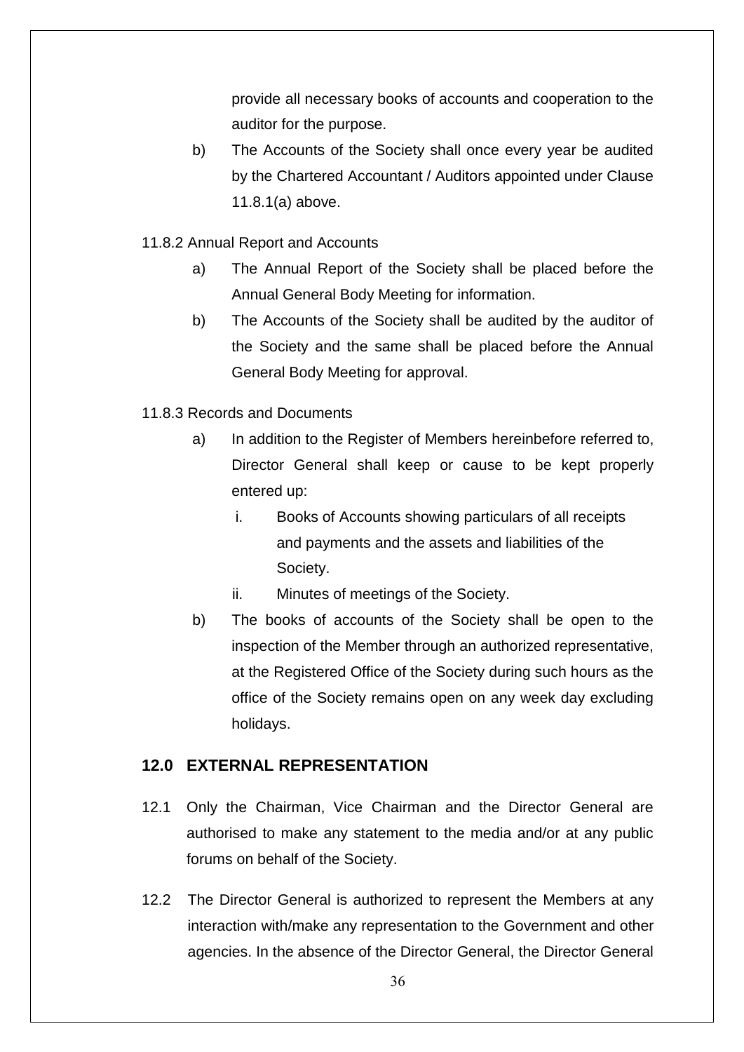provide all necessary books of accounts and cooperation to the auditor for the purpose.

b) The Accounts of the Society shall once every year be audited by the Chartered Accountant / Auditors appointed under Clause 11.8.1(a) above.

11.8.2 Annual Report and Accounts

a) The Annual Report of the Society shall be placed before the Annual General Body Meeting for information.

b) The Accounts of the Society shall be audited by the auditor of the Society and the same shall be placed before the Annual General Body Meeting for approval.

11.8.3 Records and Documents

a) In addition to the Register of Members hereinbefore referred to, Director General shall keep or cause to be kept properly entered up:

   i. Books of Accounts showing particulars of all receipts and payments and the assets and liabilities of the Society.

   ii. Minutes of meetings of the Society.

b) The books of accounts of the Society shall be open to the inspection of the Member through an authorized representative, at the Registered Office of the Society during such hours as the office of the Society remains open on any week day excluding holidays.

## 12.0 EXTERNAL REPRESENTATION

12.1 Only the Chairman, Vice Chairman and the Director General are authorised to make any statement to the media and/or at any public forums on behalf of the Society.

12.2 The Director General is authorized to represent the Members at any interaction with/make any representation to the Government and other agencies. In the absence of the Director General, the Director General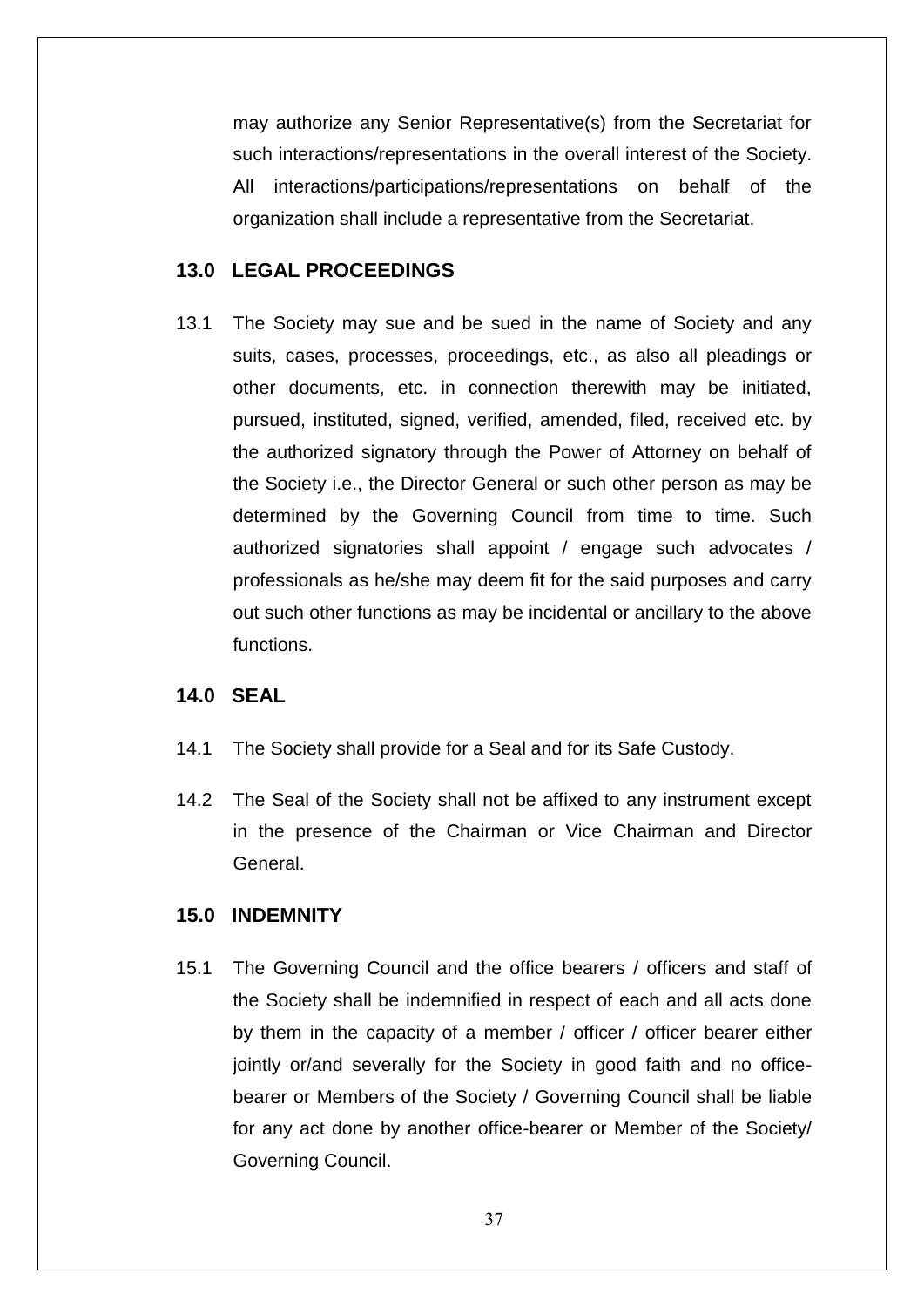may authorize any Senior Representative(s) from the Secretariat for such interactions/representations in the overall interest of the Society. All interactions/participations/representations on behalf of the organization shall include a representative from the Secretariat.

## 13.0 LEGAL PROCEEDINGS

13.1 The Society may sue and be sued in the name of Society and any suits, cases, processes, proceedings, etc., as also all pleadings or other documents, etc. in connection therewith may be initiated, pursued, instituted, signed, verified, amended, filed, received etc. by the authorized signatory through the Power of Attorney on behalf of the Society i.e., the Director General or such other person as may be determined by the Governing Council from time to time. Such authorized signatories shall appoint / engage such advocates / professionals as he/she may deem fit for the said purposes and carry out such other functions as may be incidental or ancillary to the above functions.

## 14.0 SEAL

14.1 The Society shall provide for a Seal and for its Safe Custody.

14.2 The Seal of the Society shall not be affixed to any instrument except in the presence of the Chairman or Vice Chairman and Director General.

## 15.0 INDEMNITY

15.1 The Governing Council and the office bearers / officers and staff of the Society shall be indemnified in respect of each and all acts done by them in the capacity of a member / officer / officer bearer either jointly or/and severally for the Society in good faith and no office-bearer or Members of the Society / Governing Council shall be liable for any act done by another office-bearer or Member of the Society/ Governing Council.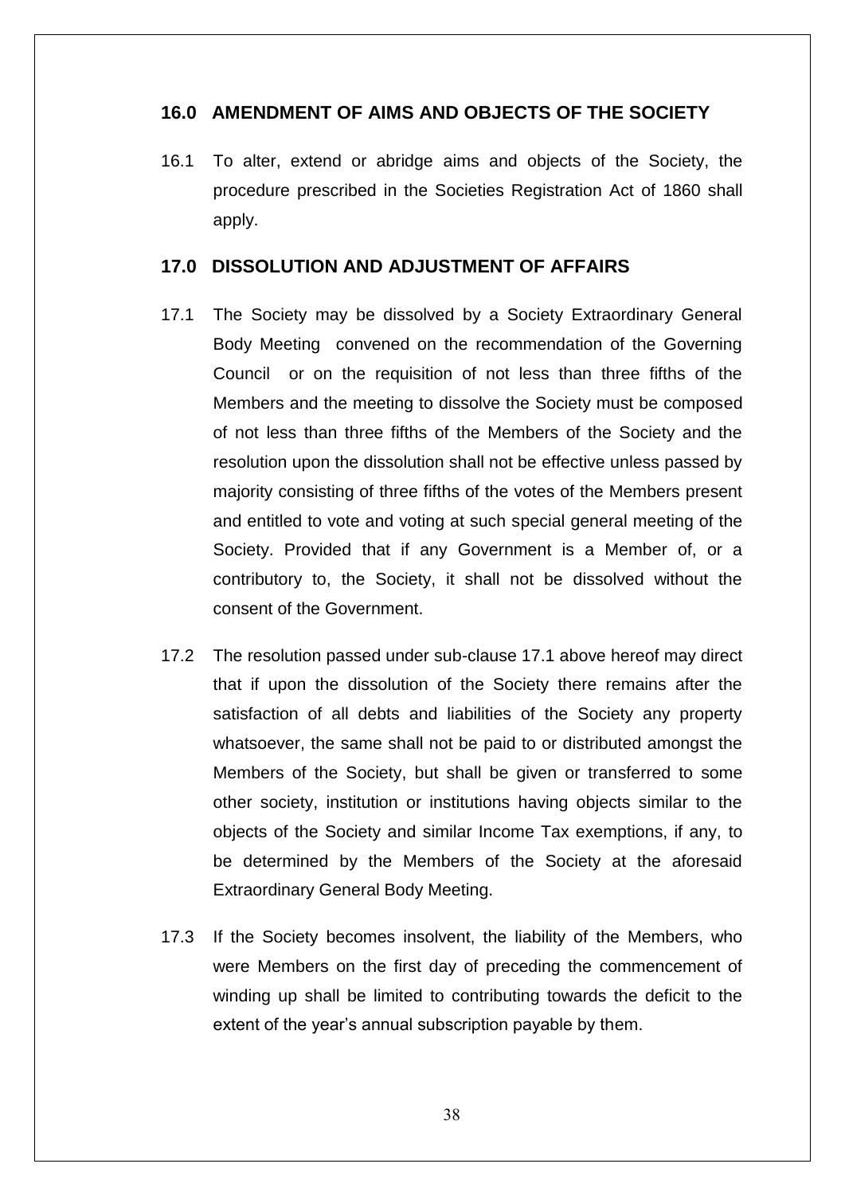## 16.0 AMENDMENT OF AIMS AND OBJECTS OF THE SOCIETY

16.1 To alter, extend or abridge aims and objects of the Society, the procedure prescribed in the Societies Registration Act of 1860 shall apply.

## 17.0 DISSOLUTION AND ADJUSTMENT OF AFFAIRS

17.1 The Society may be dissolved by a Society Extraordinary General Body Meeting convened on the recommendation of the Governing Council or on the requisition of not less than three fifths of the Members and the meeting to dissolve the Society must be composed of not less than three fifths of the Members of the Society and the resolution upon the dissolution shall not be effective unless passed by majority consisting of three fifths of the votes of the Members present and entitled to vote and voting at such special general meeting of the Society. Provided that if any Government is a Member of, or a contributory to, the Society, it shall not be dissolved without the consent of the Government.

17.2 The resolution passed under sub-clause 17.1 above hereof may direct that if upon the dissolution of the Society there remains after the satisfaction of all debts and liabilities of the Society any property whatsoever, the same shall not be paid to or distributed amongst the Members of the Society, but shall be given or transferred to some other society, institution or institutions having objects similar to the objects of the Society and similar Income Tax exemptions, if any, to be determined by the Members of the Society at the aforesaid Extraordinary General Body Meeting.

17.3 If the Society becomes insolvent, the liability of the Members, who were Members on the first day of preceding the commencement of winding up shall be limited to contributing towards the deficit to the extent of the year's annual subscription payable by them.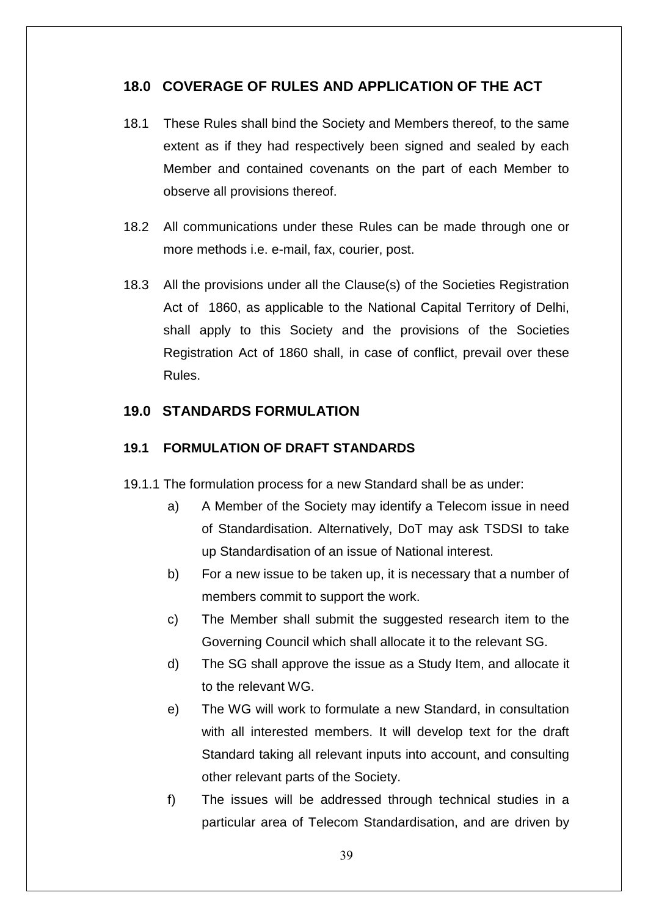## 18.0 COVERAGE OF RULES AND APPLICATION OF THE ACT

18.1 These Rules shall bind the Society and Members thereof, to the same extent as if they had respectively been signed and sealed by each Member and contained covenants on the part of each Member to observe all provisions thereof.

18.2 All communications under these Rules can be made through one or more methods i.e. e-mail, fax, courier, post.

18.3 All the provisions under all the Clause(s) of the Societies Registration Act of 1860, as applicable to the National Capital Territory of Delhi, shall apply to this Society and the provisions of the Societies Registration Act of 1860 shall, in case of conflict, prevail over these Rules.

## 19.0 STANDARDS FORMULATION

### 19.1 FORMULATION OF DRAFT STANDARDS

19.1.1 The formulation process for a new Standard shall be as under:

a) A Member of the Society may identify a Telecom issue in need of Standardisation. Alternatively, DoT may ask TSDSI to take up Standardisation of an issue of National interest.

b) For a new issue to be taken up, it is necessary that a number of members commit to support the work.

c) The Member shall submit the suggested research item to the Governing Council which shall allocate it to the relevant SG.

d) The SG shall approve the issue as a Study Item, and allocate it to the relevant WG.

e) The WG will work to formulate a new Standard, in consultation with all interested members. It will develop text for the draft Standard taking all relevant inputs into account, and consulting other relevant parts of the Society.

f) The issues will be addressed through technical studies in a particular area of Telecom Standardisation, and are driven by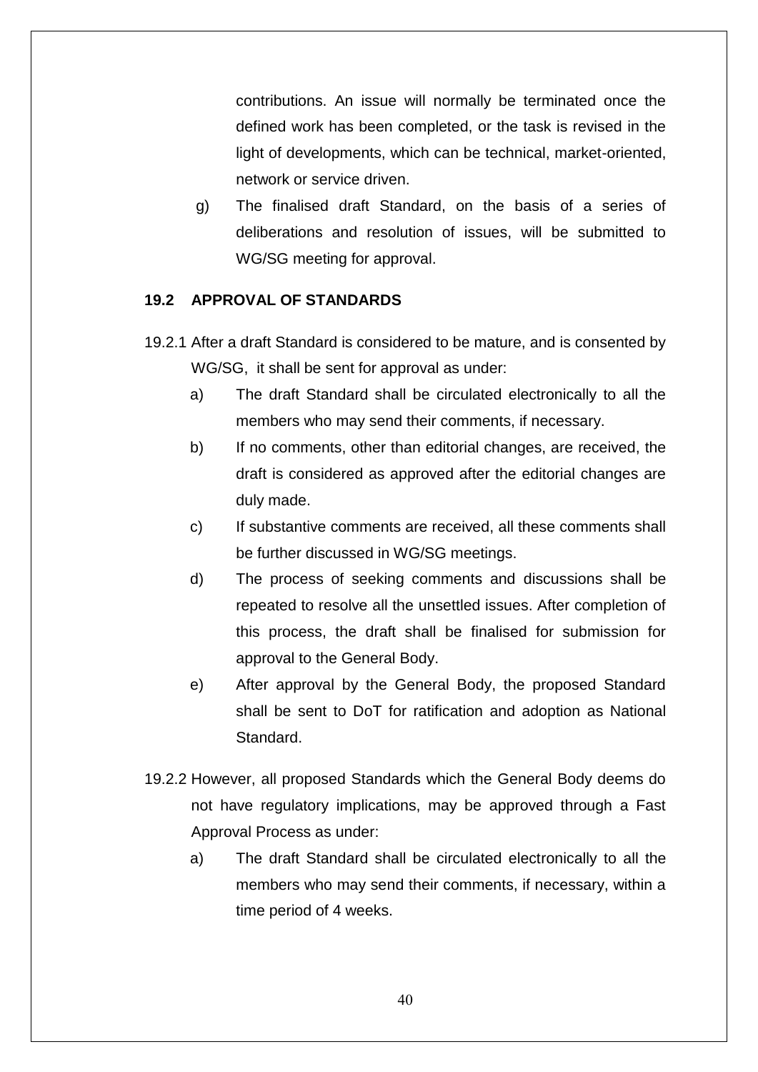contributions. An issue will normally be terminated once the defined work has been completed, or the task is revised in the light of developments, which can be technical, market-oriented, network or service driven.

g) The finalised draft Standard, on the basis of a series of deliberations and resolution of issues, will be submitted to WG/SG meeting for approval.

### 19.2 APPROVAL OF STANDARDS

19.2.1 After a draft Standard is considered to be mature, and is consented by WG/SG, it shall be sent for approval as under:

a) The draft Standard shall be circulated electronically to all the members who may send their comments, if necessary.

b) If no comments, other than editorial changes, are received, the draft is considered as approved after the editorial changes are duly made.

c) If substantive comments are received, all these comments shall be further discussed in WG/SG meetings.

d) The process of seeking comments and discussions shall be repeated to resolve all the unsettled issues. After completion of this process, the draft shall be finalised for submission for approval to the General Body.

e) After approval by the General Body, the proposed Standard shall be sent to DoT for ratification and adoption as National Standard.

19.2.2 However, all proposed Standards which the General Body deems do not have regulatory implications, may be approved through a Fast Approval Process as under:

a) The draft Standard shall be circulated electronically to all the members who may send their comments, if necessary, within a time period of 4 weeks.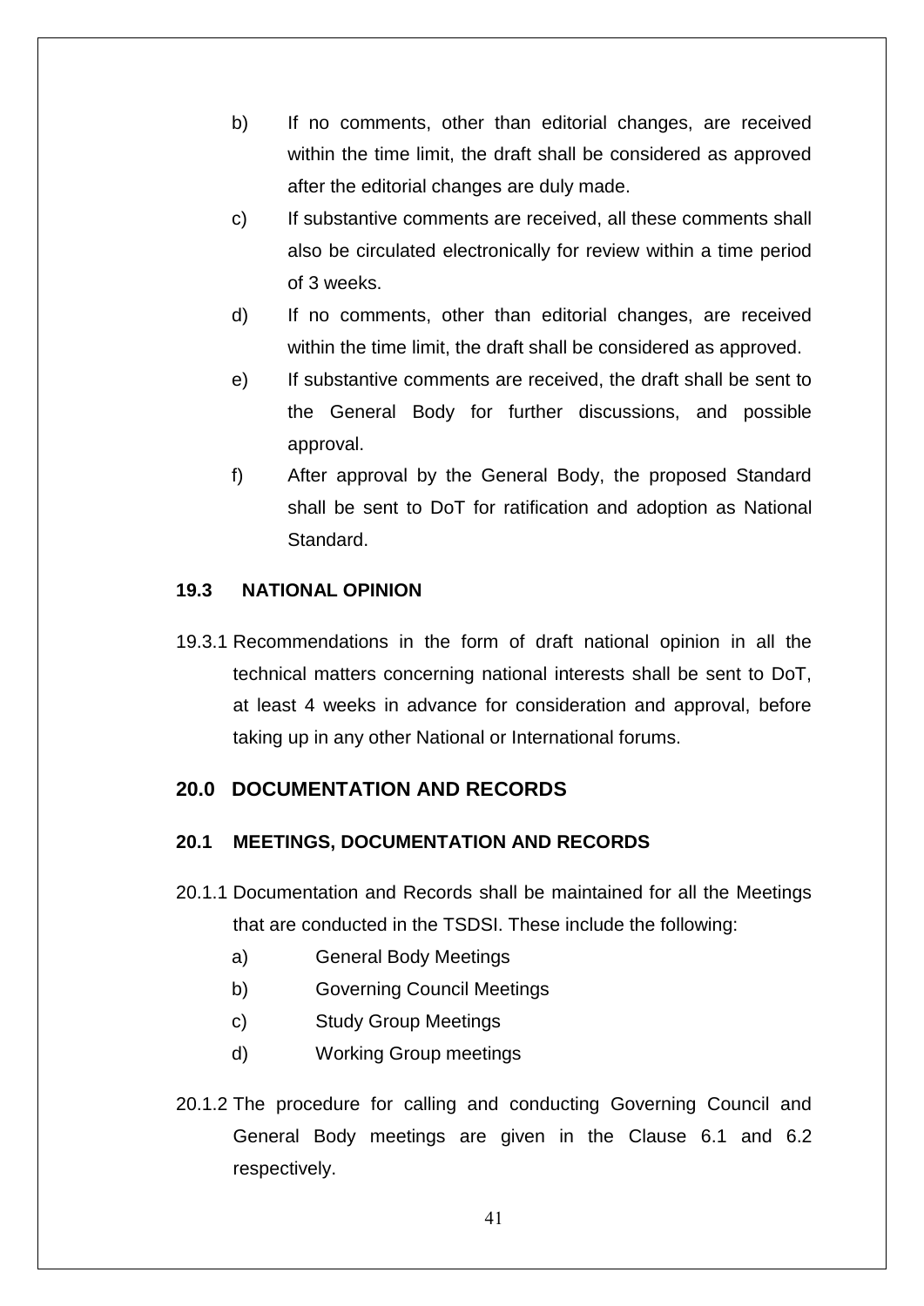b) If no comments, other than editorial changes, are received within the time limit, the draft shall be considered as approved after the editorial changes are duly made.

c) If substantive comments are received, all these comments shall also be circulated electronically for review within a time period of 3 weeks.

d) If no comments, other than editorial changes, are received within the time limit, the draft shall be considered as approved.

e) If substantive comments are received, the draft shall be sent to the General Body for further discussions, and possible approval.

f) After approval by the General Body, the proposed Standard shall be sent to DoT for ratification and adoption as National Standard.

### 19.3 NATIONAL OPINION

19.3.1 Recommendations in the form of draft national opinion in all the technical matters concerning national interests shall be sent to DoT, at least 4 weeks in advance for consideration and approval, before taking up in any other National or International forums.

## 20.0 DOCUMENTATION AND RECORDS

### 20.1 MEETINGS, DOCUMENTATION AND RECORDS

20.1.1 Documentation and Records shall be maintained for all the Meetings that are conducted in the TSDSI. These include the following:

a) General Body Meetings

b) Governing Council Meetings

c) Study Group Meetings

d) Working Group meetings

20.1.2 The procedure for calling and conducting Governing Council and General Body meetings are given in the Clause 6.1 and 6.2 respectively.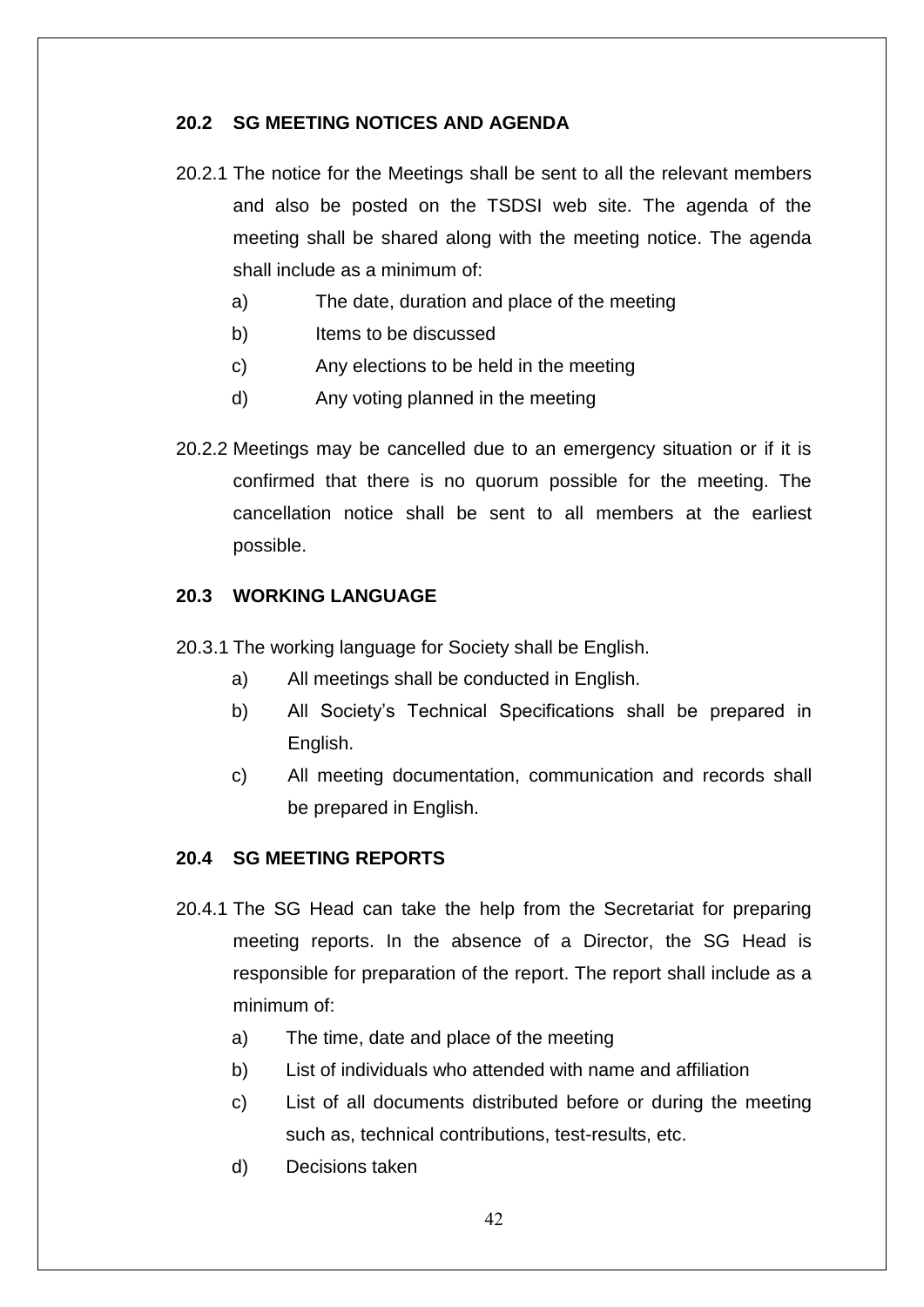### 20.2 SG MEETING NOTICES AND AGENDA

20.2.1 The notice for the Meetings shall be sent to all the relevant members and also be posted on the TSDSI web site. The agenda of the meeting shall be shared along with the meeting notice. The agenda shall include as a minimum of:

a) The date, duration and place of the meeting

b) Items to be discussed

c) Any elections to be held in the meeting

d) Any voting planned in the meeting

20.2.2 Meetings may be cancelled due to an emergency situation or if it is confirmed that there is no quorum possible for the meeting. The cancellation notice shall be sent to all members at the earliest possible.

### 20.3 WORKING LANGUAGE

20.3.1 The working language for Society shall be English.

a) All meetings shall be conducted in English.

b) All Society's Technical Specifications shall be prepared in English.

c) All meeting documentation, communication and records shall be prepared in English.

### 20.4 SG MEETING REPORTS

20.4.1 The SG Head can take the help from the Secretariat for preparing meeting reports. In the absence of a Director, the SG Head is responsible for preparation of the report. The report shall include as a minimum of:

a) The time, date and place of the meeting

b) List of individuals who attended with name and affiliation

c) List of all documents distributed before or during the meeting such as, technical contributions, test-results, etc.

d) Decisions taken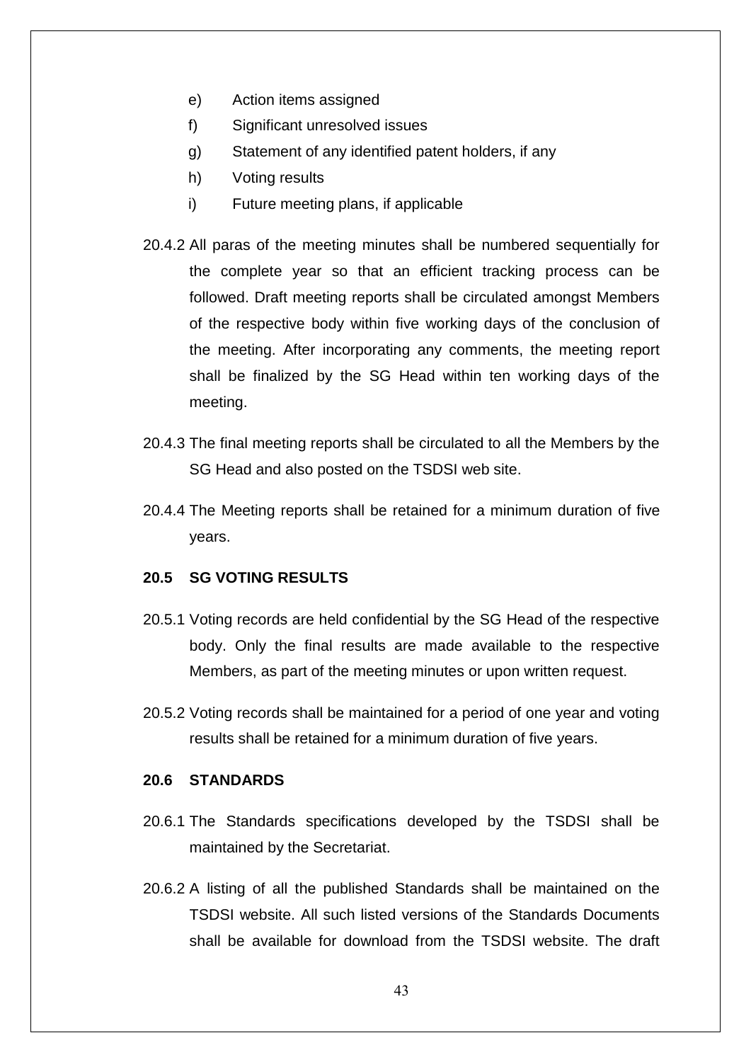e) Action items assigned

f) Significant unresolved issues

g) Statement of any identified patent holders, if any

h) Voting results

i) Future meeting plans, if applicable

20.4.2 All paras of the meeting minutes shall be numbered sequentially for the complete year so that an efficient tracking process can be followed. Draft meeting reports shall be circulated amongst Members of the respective body within five working days of the conclusion of the meeting. After incorporating any comments, the meeting report shall be finalized by the SG Head within ten working days of the meeting.

20.4.3 The final meeting reports shall be circulated to all the Members by the SG Head and also posted on the TSDSI web site.

20.4.4 The Meeting reports shall be retained for a minimum duration of five years.

### 20.5 SG VOTING RESULTS

20.5.1 Voting records are held confidential by the SG Head of the respective body. Only the final results are made available to the respective Members, as part of the meeting minutes or upon written request.

20.5.2 Voting records shall be maintained for a period of one year and voting results shall be retained for a minimum duration of five years.

### 20.6 STANDARDS

20.6.1 The Standards specifications developed by the TSDSI shall be maintained by the Secretariat.

20.6.2 A listing of all the published Standards shall be maintained on the TSDSI website. All such listed versions of the Standards Documents shall be available for download from the TSDSI website. The draft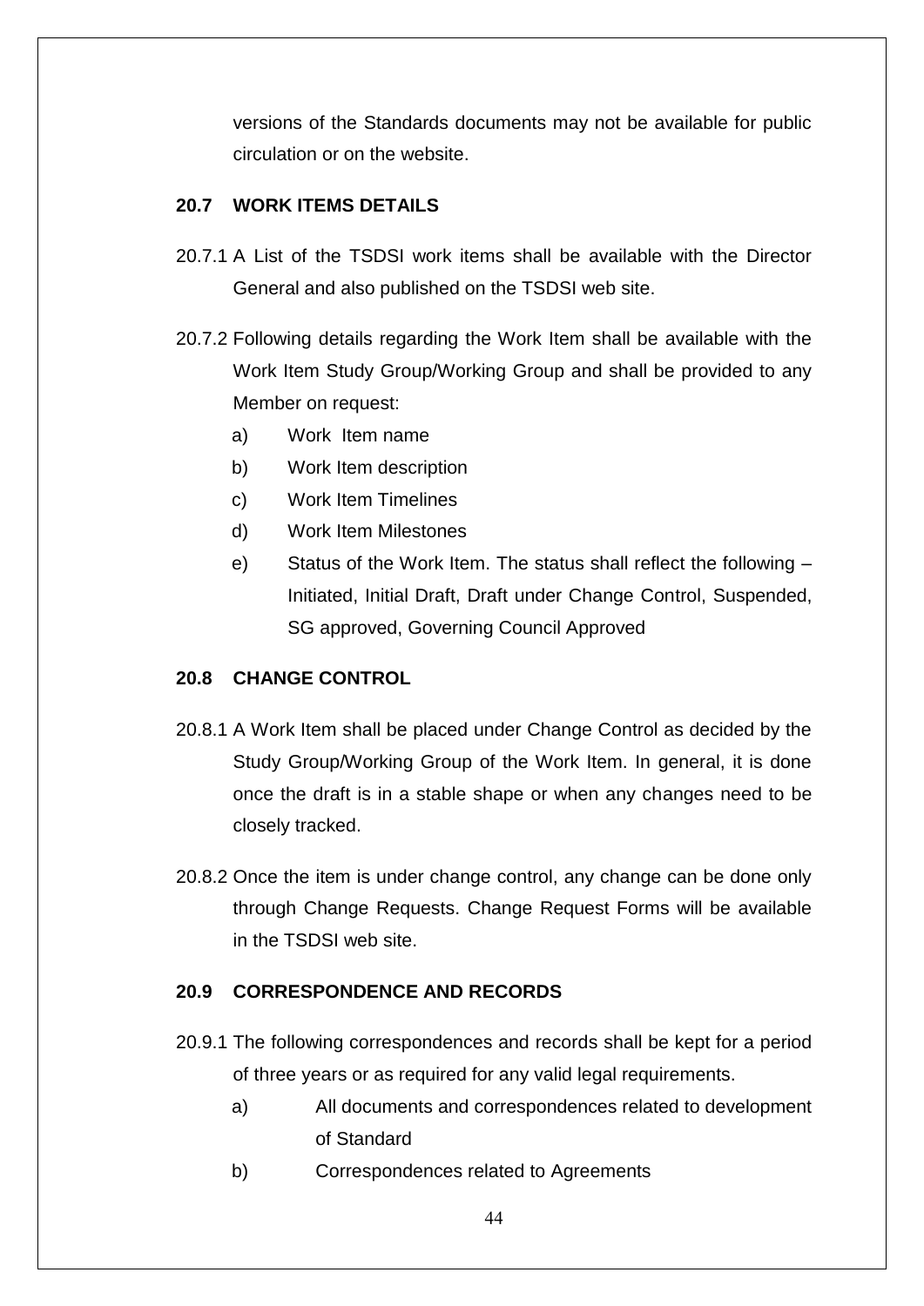versions of the Standards documents may not be available for public circulation or on the website.

### 20.7 WORK ITEMS DETAILS

20.7.1 A List of the TSDSI work items shall be available with the Director General and also published on the TSDSI web site.

20.7.2 Following details regarding the Work Item shall be available with the Work Item Study Group/Working Group and shall be provided to any Member on request:

a) Work Item name

b) Work Item description

c) Work Item Timelines

d) Work Item Milestones

e) Status of the Work Item. The status shall reflect the following – Initiated, Initial Draft, Draft under Change Control, Suspended, SG approved, Governing Council Approved

### 20.8 CHANGE CONTROL

20.8.1 A Work Item shall be placed under Change Control as decided by the Study Group/Working Group of the Work Item. In general, it is done once the draft is in a stable shape or when any changes need to be closely tracked.

20.8.2 Once the item is under change control, any change can be done only through Change Requests. Change Request Forms will be available in the TSDSI web site.

### 20.9 CORRESPONDENCE AND RECORDS

20.9.1 The following correspondences and records shall be kept for a period of three years or as required for any valid legal requirements.

a) All documents and correspondences related to development of Standard

b) Correspondences related to Agreements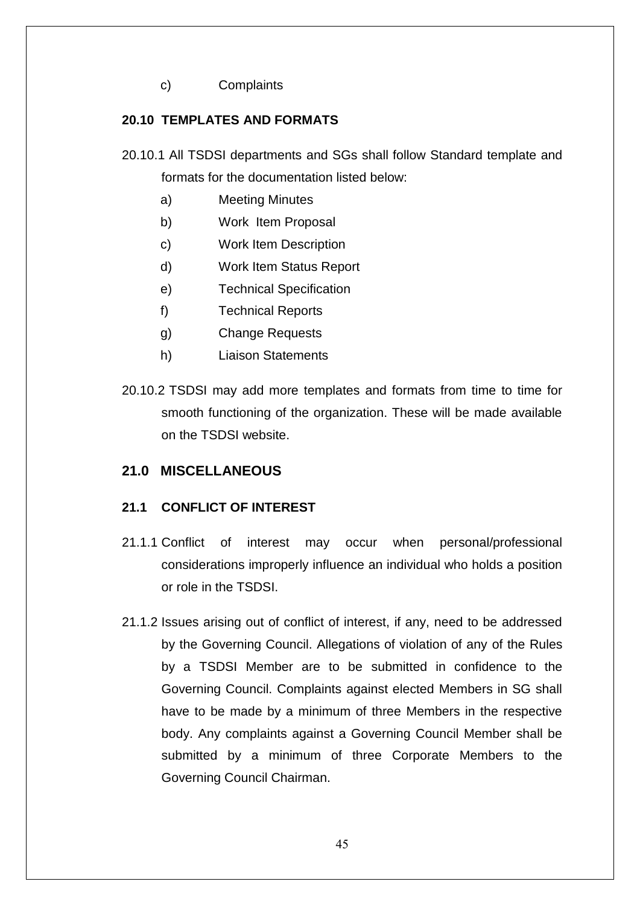c) Complaints

### 20.10 TEMPLATES AND FORMATS

20.10.1 All TSDSI departments and SGs shall follow Standard template and formats for the documentation listed below:

a) Meeting Minutes

b) Work Item Proposal

c) Work Item Description

d) Work Item Status Report

e) Technical Specification

f) Technical Reports

g) Change Requests

h) Liaison Statements

20.10.2 TSDSI may add more templates and formats from time to time for smooth functioning of the organization. These will be made available on the TSDSI website.

## 21.0 MISCELLANEOUS

### 21.1 CONFLICT OF INTEREST

21.1.1 Conflict of interest may occur when personal/professional considerations improperly influence an individual who holds a position or role in the TSDSI.

21.1.2 Issues arising out of conflict of interest, if any, need to be addressed by the Governing Council. Allegations of violation of any of the Rules by a TSDSI Member are to be submitted in confidence to the Governing Council. Complaints against elected Members in SG shall have to be made by a minimum of three Members in the respective body. Any complaints against a Governing Council Member shall be submitted by a minimum of three Corporate Members to the Governing Council Chairman.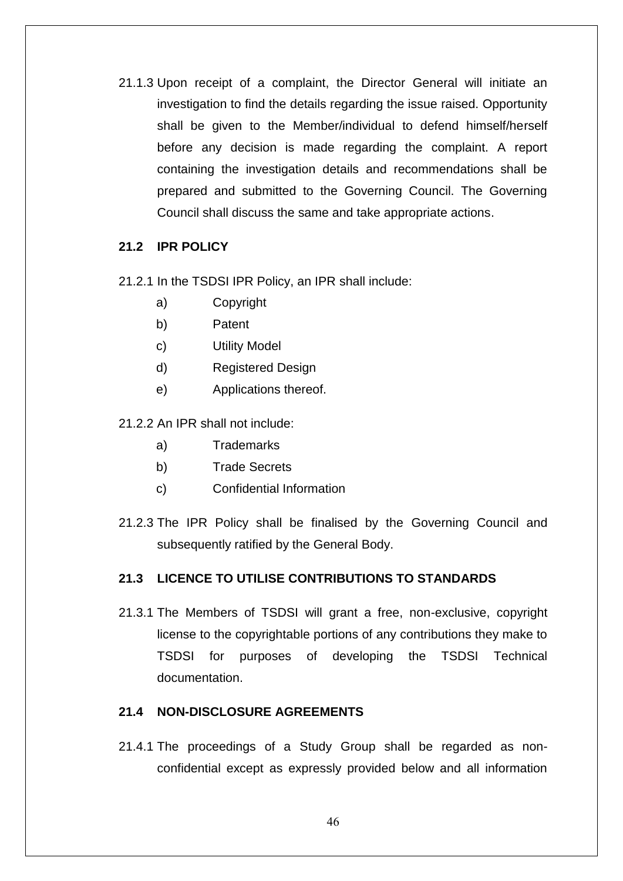21.1.3 Upon receipt of a complaint, the Director General will initiate an investigation to find the details regarding the issue raised. Opportunity shall be given to the Member/individual to defend himself/herself before any decision is made regarding the complaint. A report containing the investigation details and recommendations shall be prepared and submitted to the Governing Council. The Governing Council shall discuss the same and take appropriate actions.

### 21.2 IPR POLICY

21.2.1 In the TSDSI IPR Policy, an IPR shall include:

- a) Copyright
- b) Patent
- c) Utility Model
- d) Registered Design
- e) Applications thereof.

21.2.2 An IPR shall not include:

- a) Trademarks
- b) Trade Secrets
- c) Confidential Information

21.2.3 The IPR Policy shall be finalised by the Governing Council and subsequently ratified by the General Body.

### 21.3 LICENCE TO UTILISE CONTRIBUTIONS TO STANDARDS

21.3.1 The Members of TSDSI will grant a free, non-exclusive, copyright license to the copyrightable portions of any contributions they make to TSDSI for purposes of developing the TSDSI Technical documentation.

### 21.4 NON-DISCLOSURE AGREEMENTS

21.4.1 The proceedings of a Study Group shall be regarded as non-confidential except as expressly provided below and all information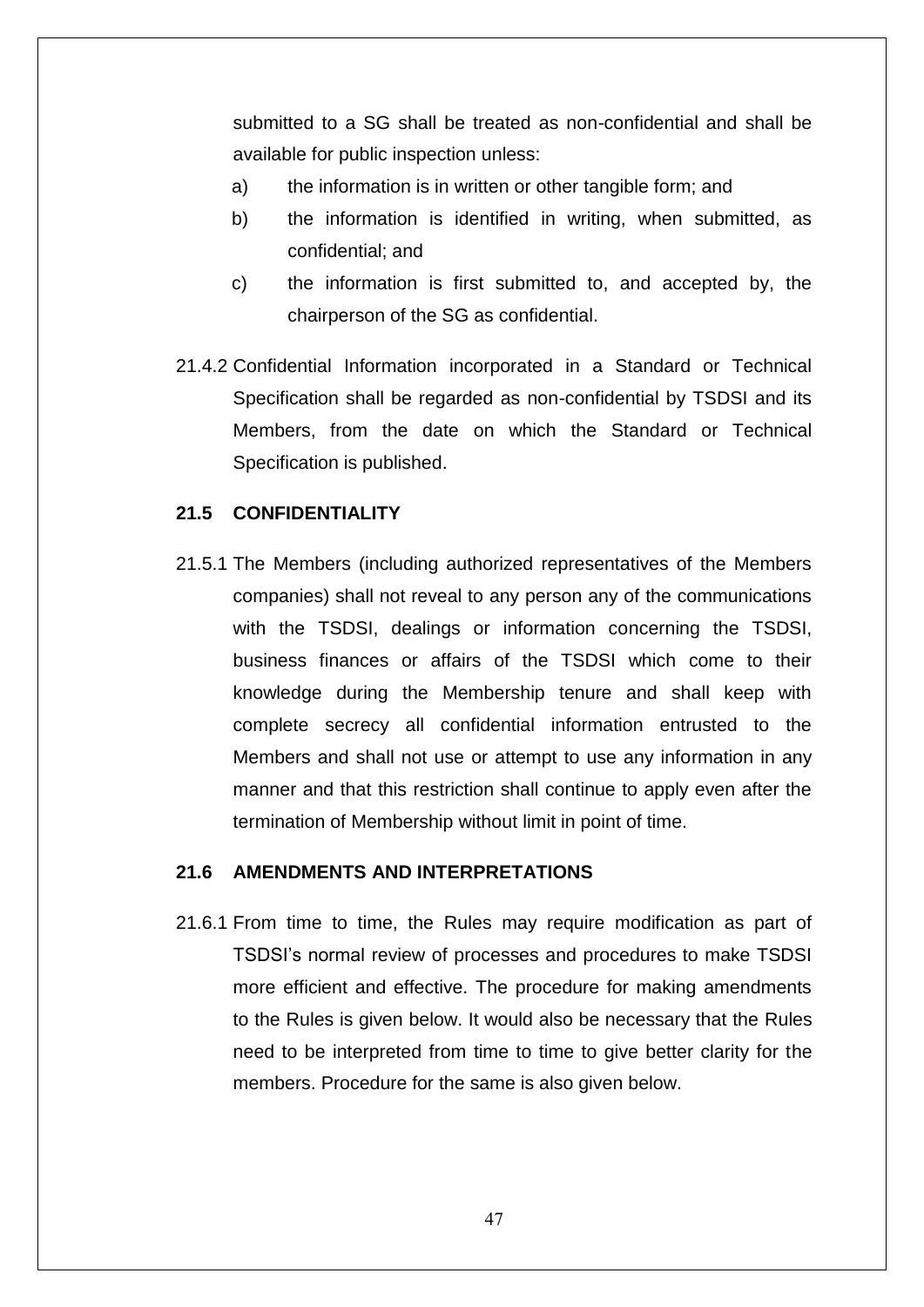submitted to a SG shall be treated as non-confidential and shall be available for public inspection unless:

a) the information is in written or other tangible form; and

b) the information is identified in writing, when submitted, as confidential; and

c) the information is first submitted to, and accepted by, the chairperson of the SG as confidential.

21.4.2 Confidential Information incorporated in a Standard or Technical Specification shall be regarded as non-confidential by TSDSI and its Members, from the date on which the Standard or Technical Specification is published.

### 21.5 CONFIDENTIALITY

21.5.1 The Members (including authorized representatives of the Members companies) shall not reveal to any person any of the communications with the TSDSI, dealings or information concerning the TSDSI, business finances or affairs of the TSDSI which come to their knowledge during the Membership tenure and shall keep with complete secrecy all confidential information entrusted to the Members and shall not use or attempt to use any information in any manner and that this restriction shall continue to apply even after the termination of Membership without limit in point of time.

### 21.6 AMENDMENTS AND INTERPRETATIONS

21.6.1 From time to time, the Rules may require modification as part of TSDSI's normal review of processes and procedures to make TSDSI more efficient and effective. The procedure for making amendments to the Rules is given below. It would also be necessary that the Rules need to be interpreted from time to time to give better clarity for the members. Procedure for the same is also given below.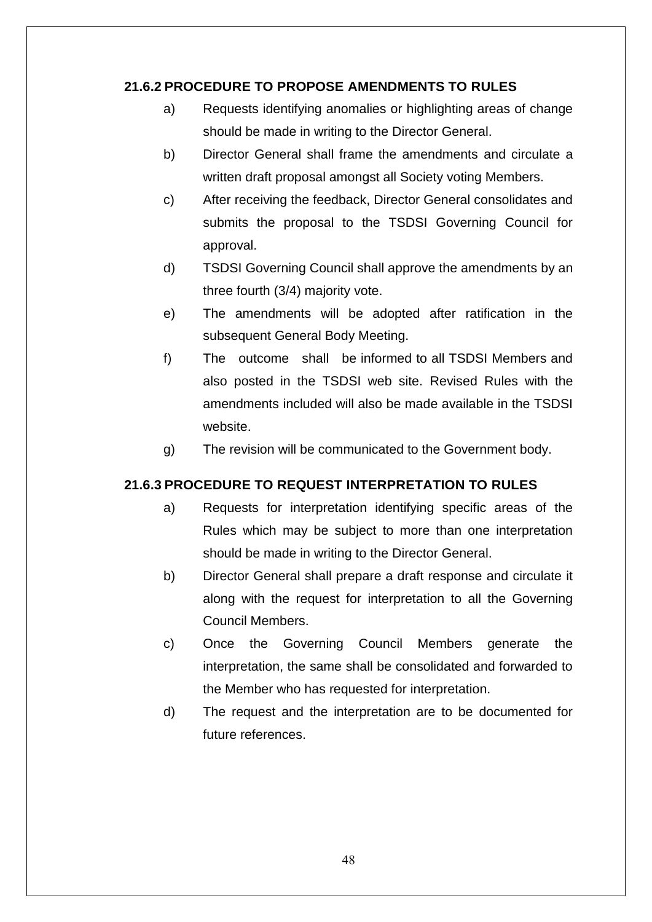#### 21.6.2 PROCEDURE TO PROPOSE AMENDMENTS TO RULES

a) Requests identifying anomalies or highlighting areas of change should be made in writing to the Director General.

b) Director General shall frame the amendments and circulate a written draft proposal amongst all Society voting Members.

c) After receiving the feedback, Director General consolidates and submits the proposal to the TSDSI Governing Council for approval.

d) TSDSI Governing Council shall approve the amendments by an three fourth (3/4) majority vote.

e) The amendments will be adopted after ratification in the subsequent General Body Meeting.

f) The outcome shall be informed to all TSDSI Members and also posted in the TSDSI web site. Revised Rules with the amendments included will also be made available in the TSDSI website.

g) The revision will be communicated to the Government body.

#### 21.6.3 PROCEDURE TO REQUEST INTERPRETATION TO RULES

a) Requests for interpretation identifying specific areas of the Rules which may be subject to more than one interpretation should be made in writing to the Director General.

b) Director General shall prepare a draft response and circulate it along with the request for interpretation to all the Governing Council Members.

c) Once the Governing Council Members generate the interpretation, the same shall be consolidated and forwarded to the Member who has requested for interpretation.

d) The request and the interpretation are to be documented for future references.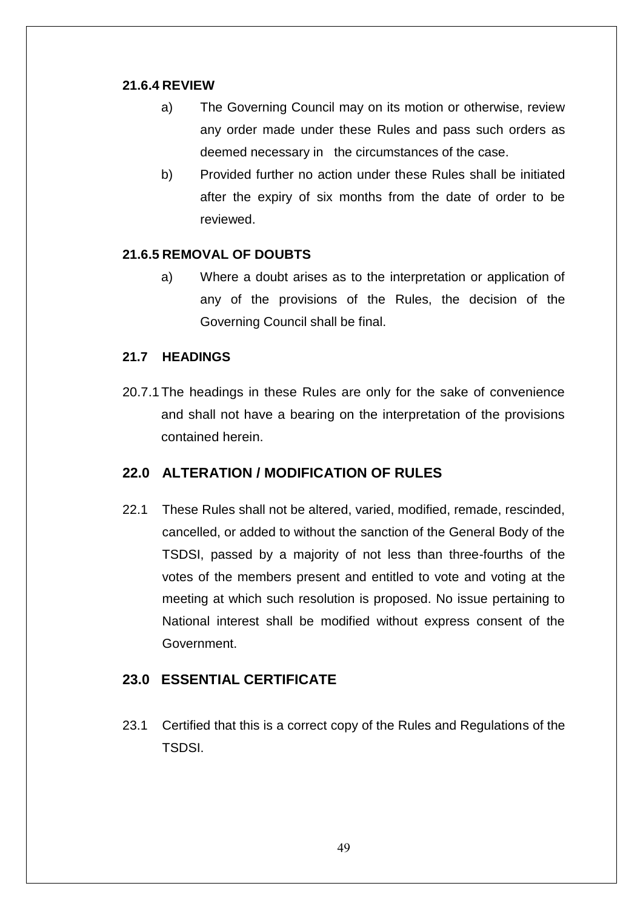#### 21.6.4 REVIEW

a) The Governing Council may on its motion or otherwise, review any order made under these Rules and pass such orders as deemed necessary in the circumstances of the case.

b) Provided further no action under these Rules shall be initiated after the expiry of six months from the date of order to be reviewed.

#### 21.6.5 REMOVAL OF DOUBTS

a) Where a doubt arises as to the interpretation or application of any of the provisions of the Rules, the decision of the Governing Council shall be final.

### 21.7 HEADINGS

20.7.1 The headings in these Rules are only for the sake of convenience and shall not have a bearing on the interpretation of the provisions contained herein.

## 22.0 ALTERATION / MODIFICATION OF RULES

22.1 These Rules shall not be altered, varied, modified, remade, rescinded, cancelled, or added to without the sanction of the General Body of the TSDSI, passed by a majority of not less than three-fourths of the votes of the members present and entitled to vote and voting at the meeting at which such resolution is proposed. No issue pertaining to National interest shall be modified without express consent of the Government.

## 23.0 ESSENTIAL CERTIFICATE

23.1 Certified that this is a correct copy of the Rules and Regulations of the TSDSI.